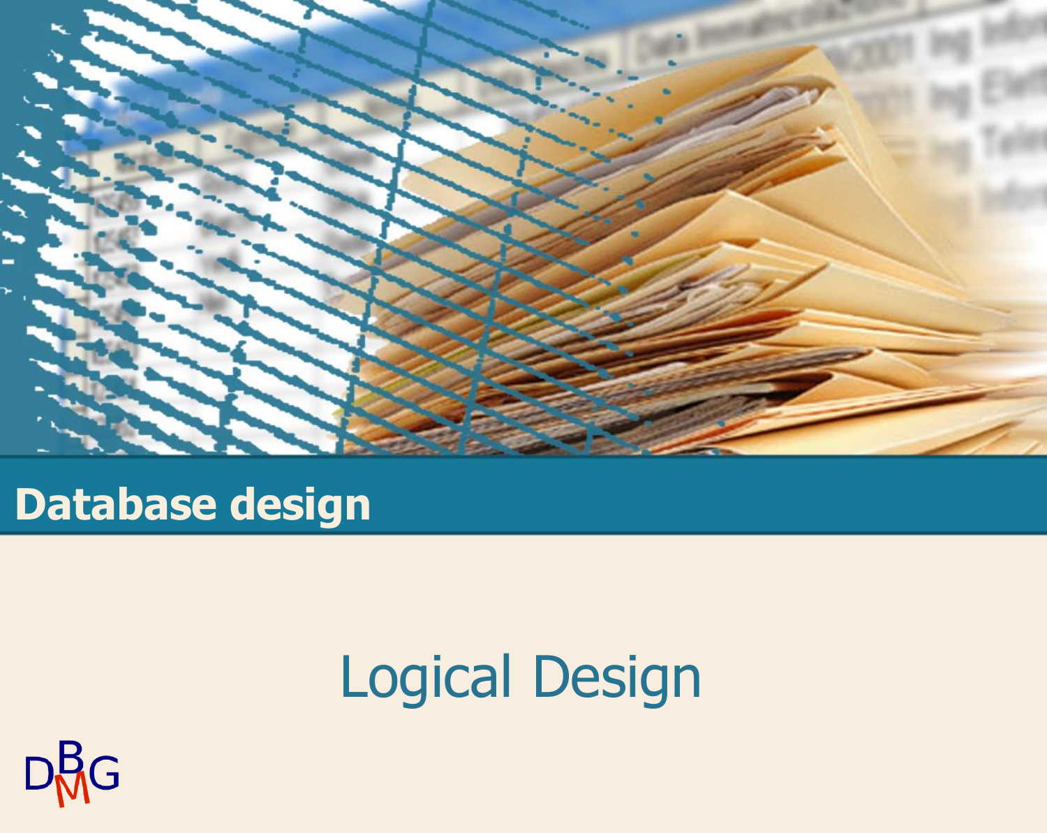# Database design

## Logical Design

DBMG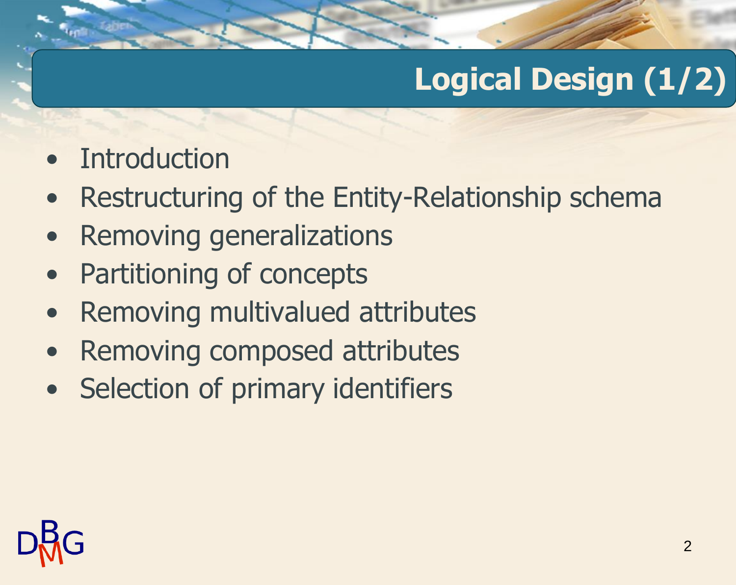# Logical Design (1/2)

- Introduction
- Restructuring of the Entity-Relationship schema
- Removing generalizations
- Partitioning of concepts
- Removing multivalued attributes
- Removing composed attributes
- Selection of primary identifiers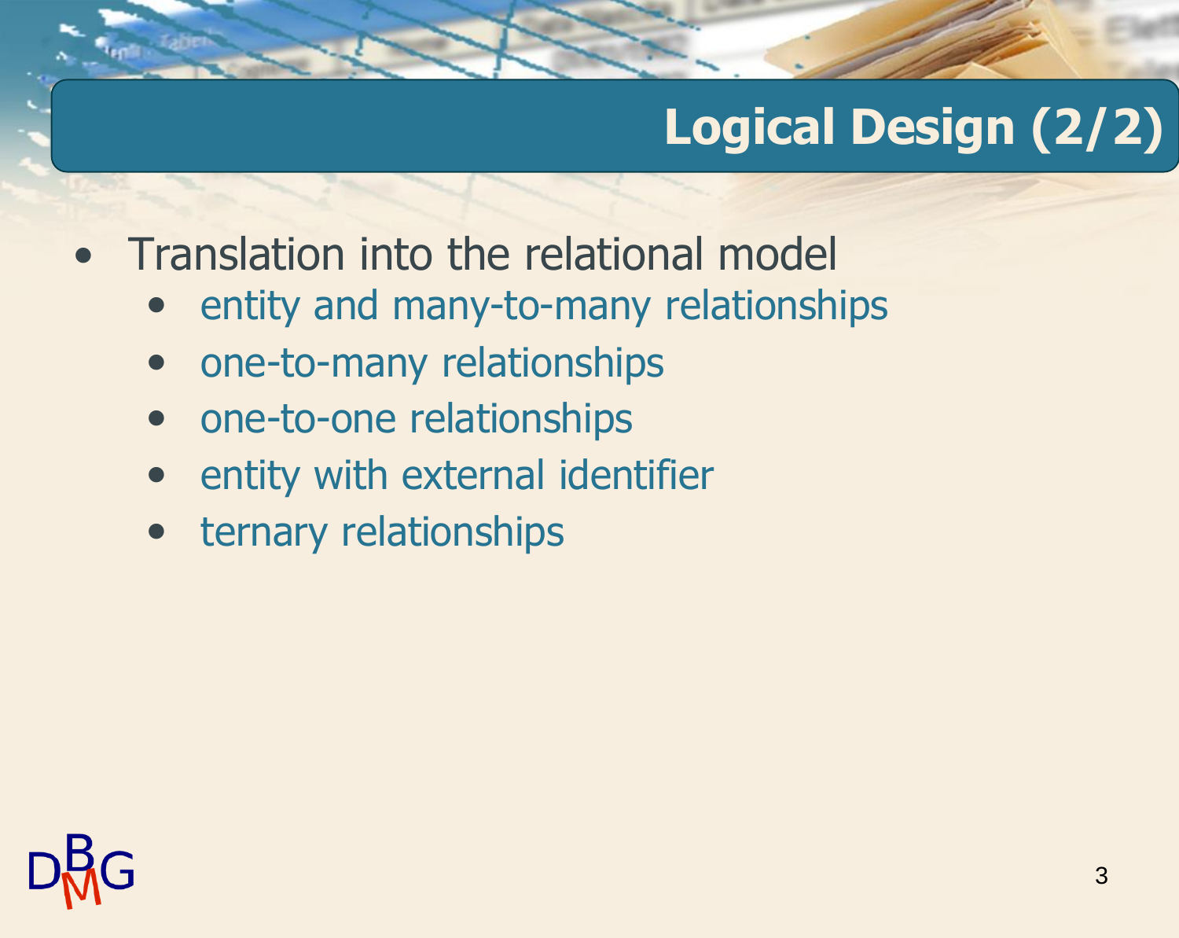# Logical Design (2/2)

- Translation into the relational model
  - entity and many-to-many relationships
  - one-to-many relationships
  - one-to-one relationships
  - entity with external identifier
  - ternary relationships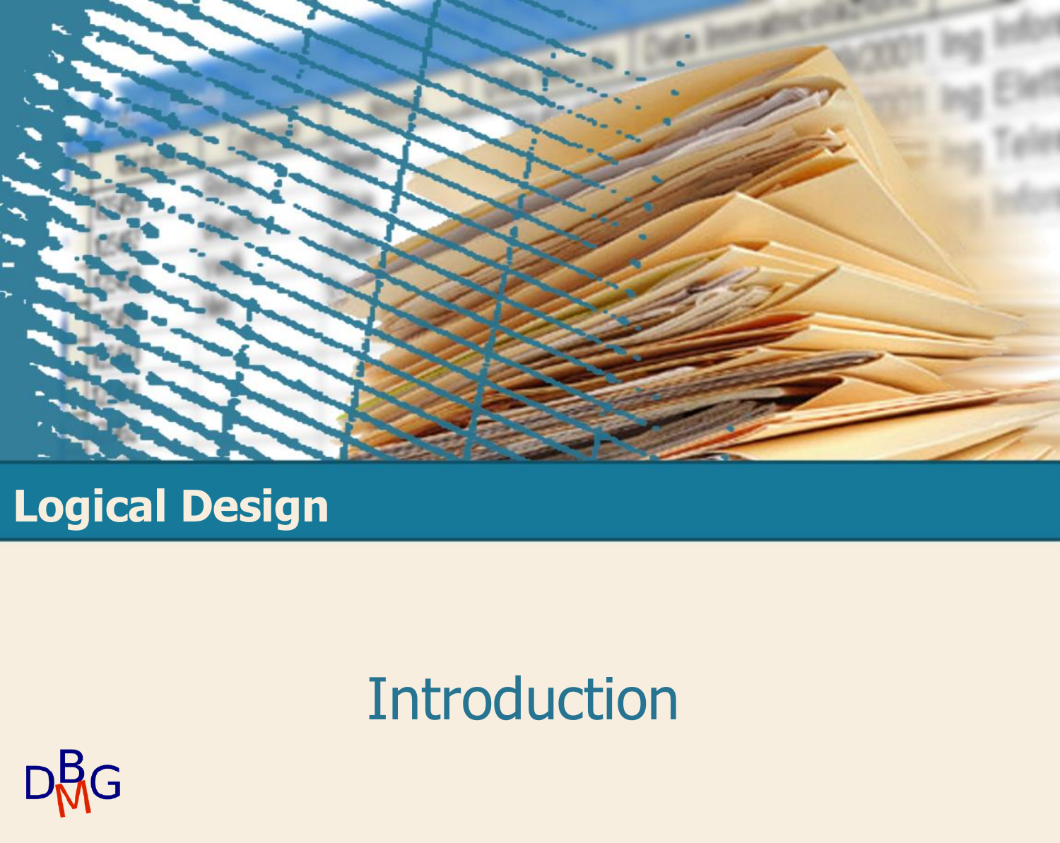# Logical Design

## Introduction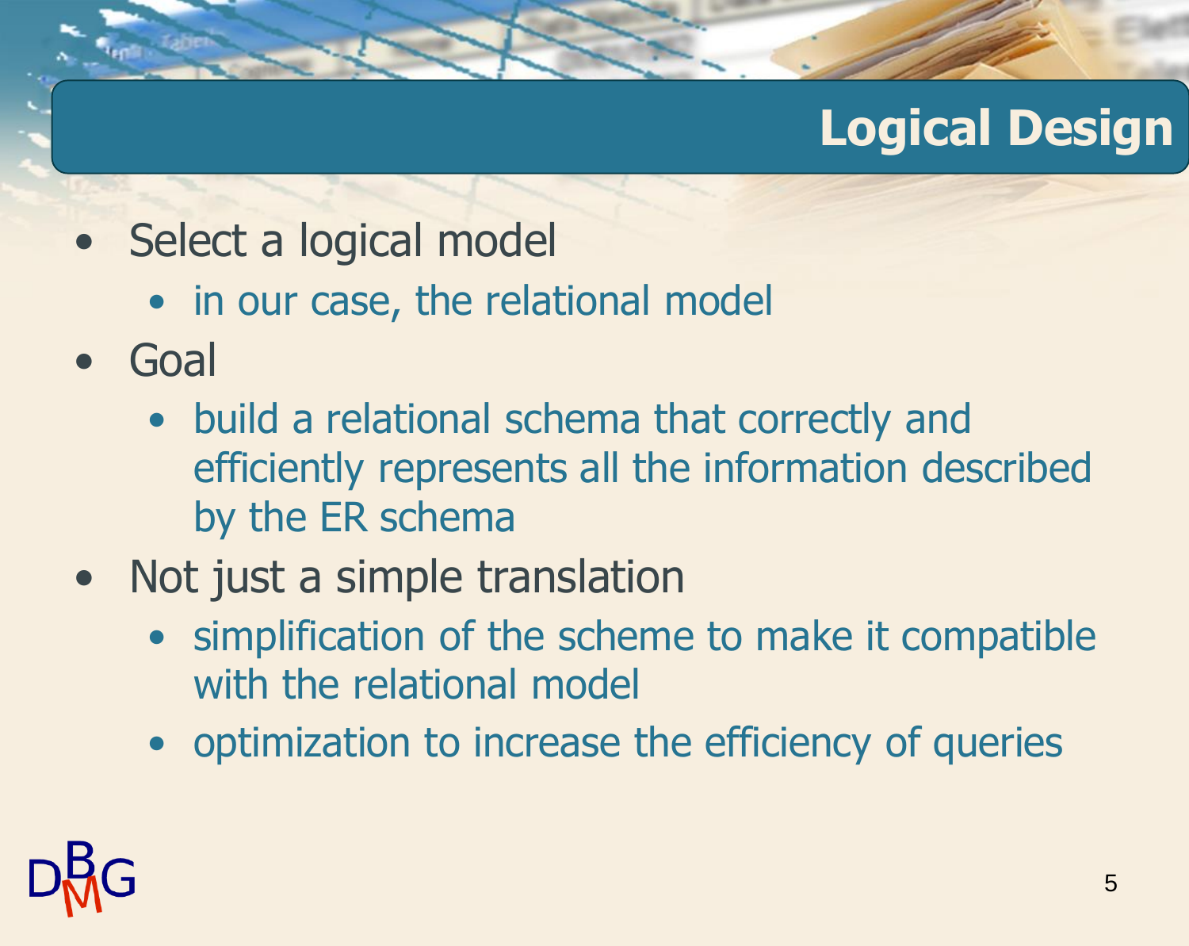# Logical Design

- Select a logical model
  - in our case, the relational model
- Goal
  - build a relational schema that correctly and efficiently represents all the information described by the ER schema
- Not just a simple translation
  - simplification of the scheme to make it compatible with the relational model
  - optimization to increase the efficiency of queries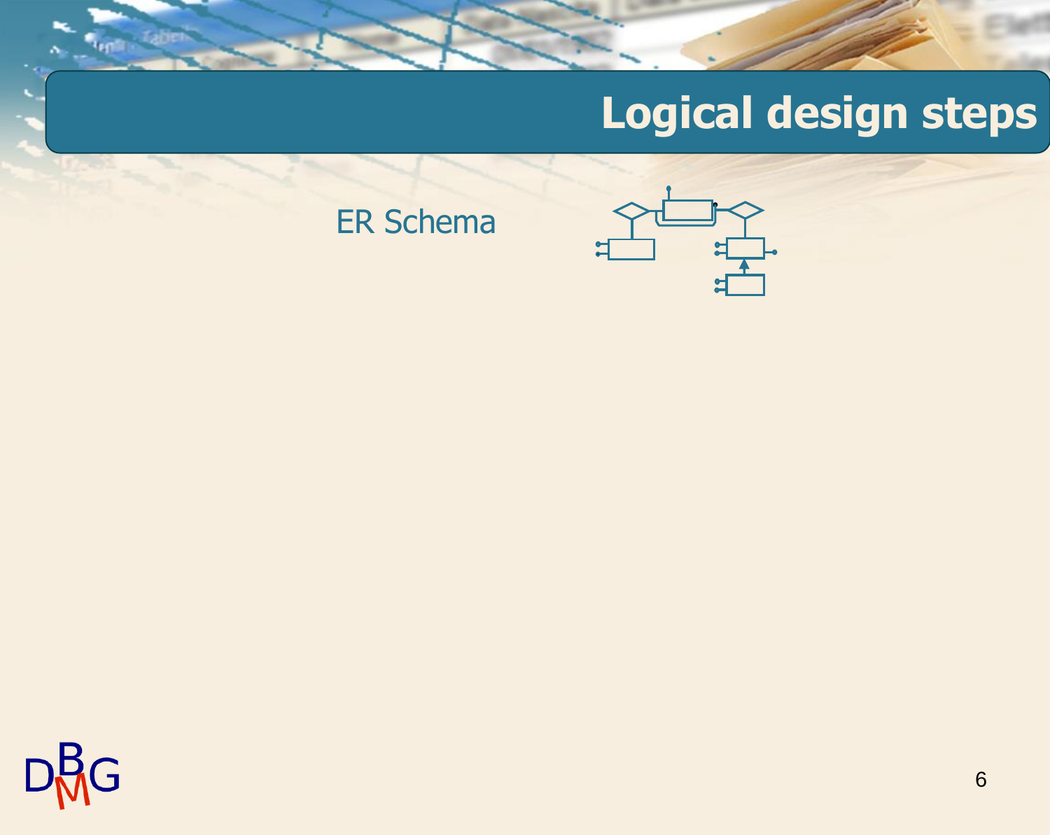# Logical design steps

ER Schema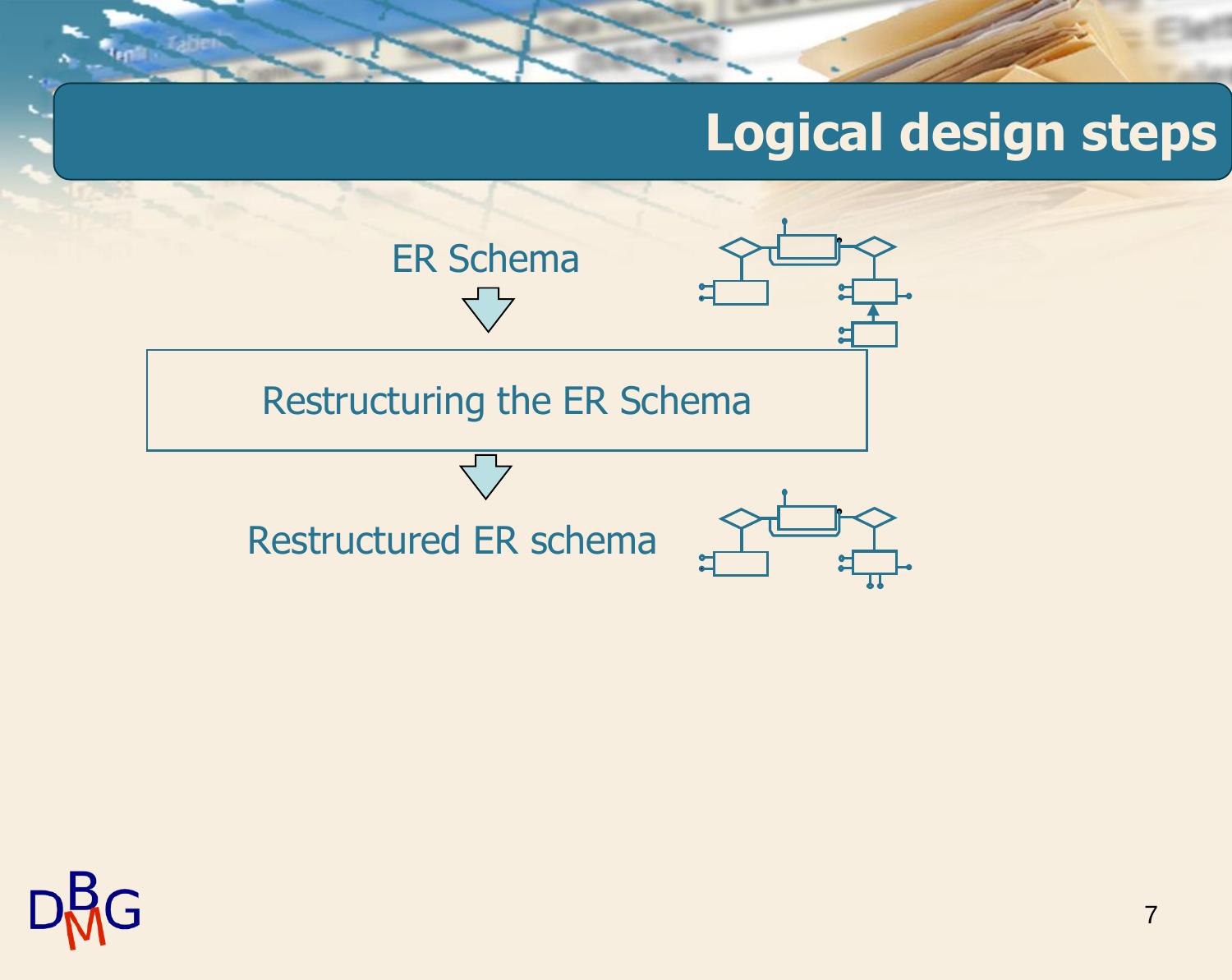# Logical design steps

ER Schema

↓

Restructuring the ER Schema

↓

Restructured ER schema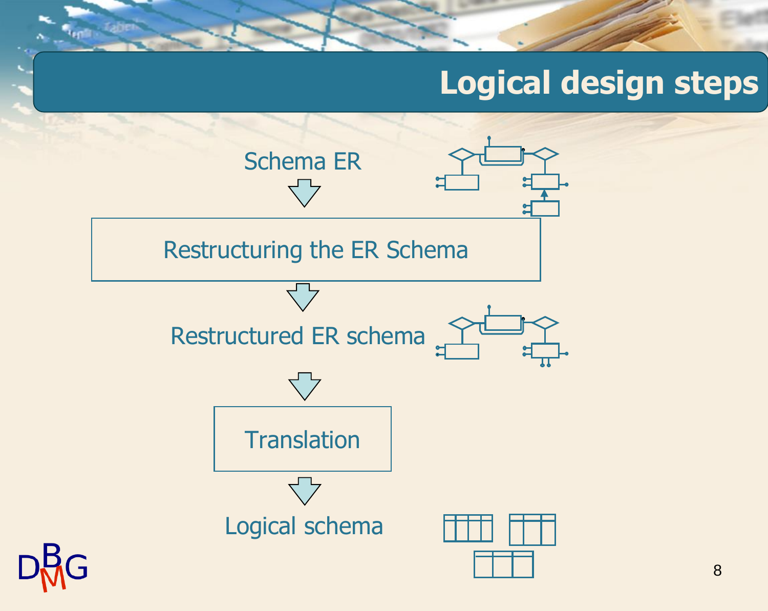# Logical design steps

Schema ER

↓

Restructuring the ER Schema

↓

Restructured ER schema

↓

Translation

↓

Logical schema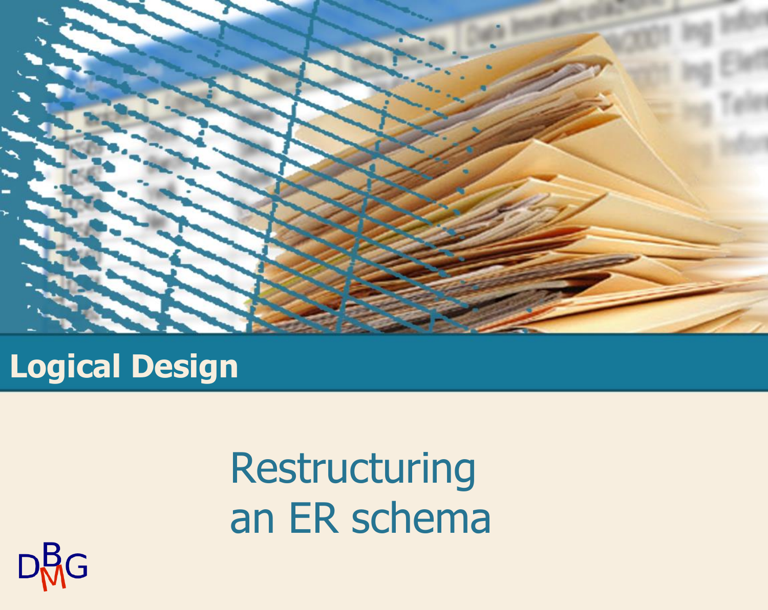# Logical Design

## Restructuring an ER schema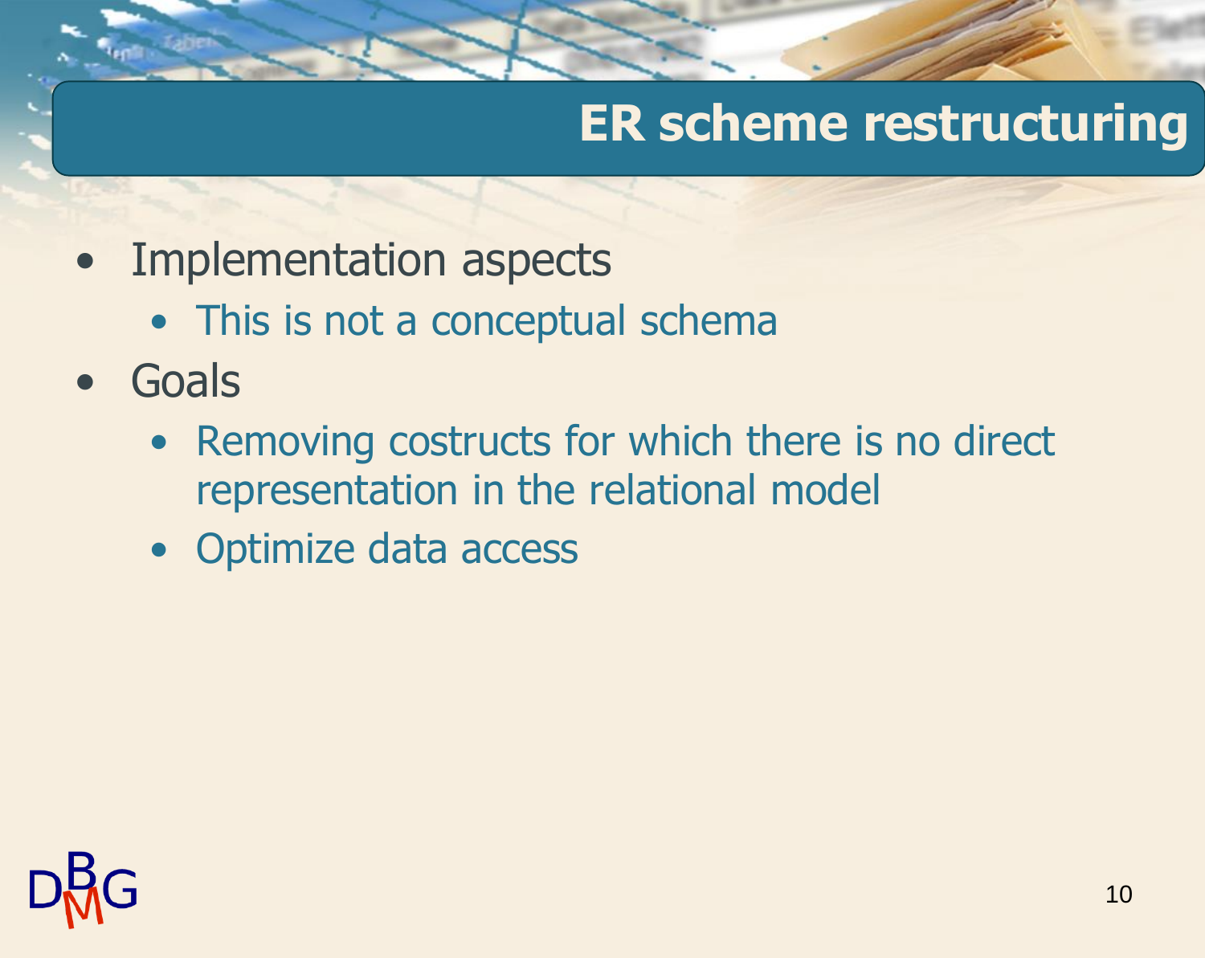# ER scheme restructuring

- Implementation aspects
  - This is not a conceptual schema
- Goals
  - Removing costructs for which there is no direct representation in the relational model
  - Optimize data access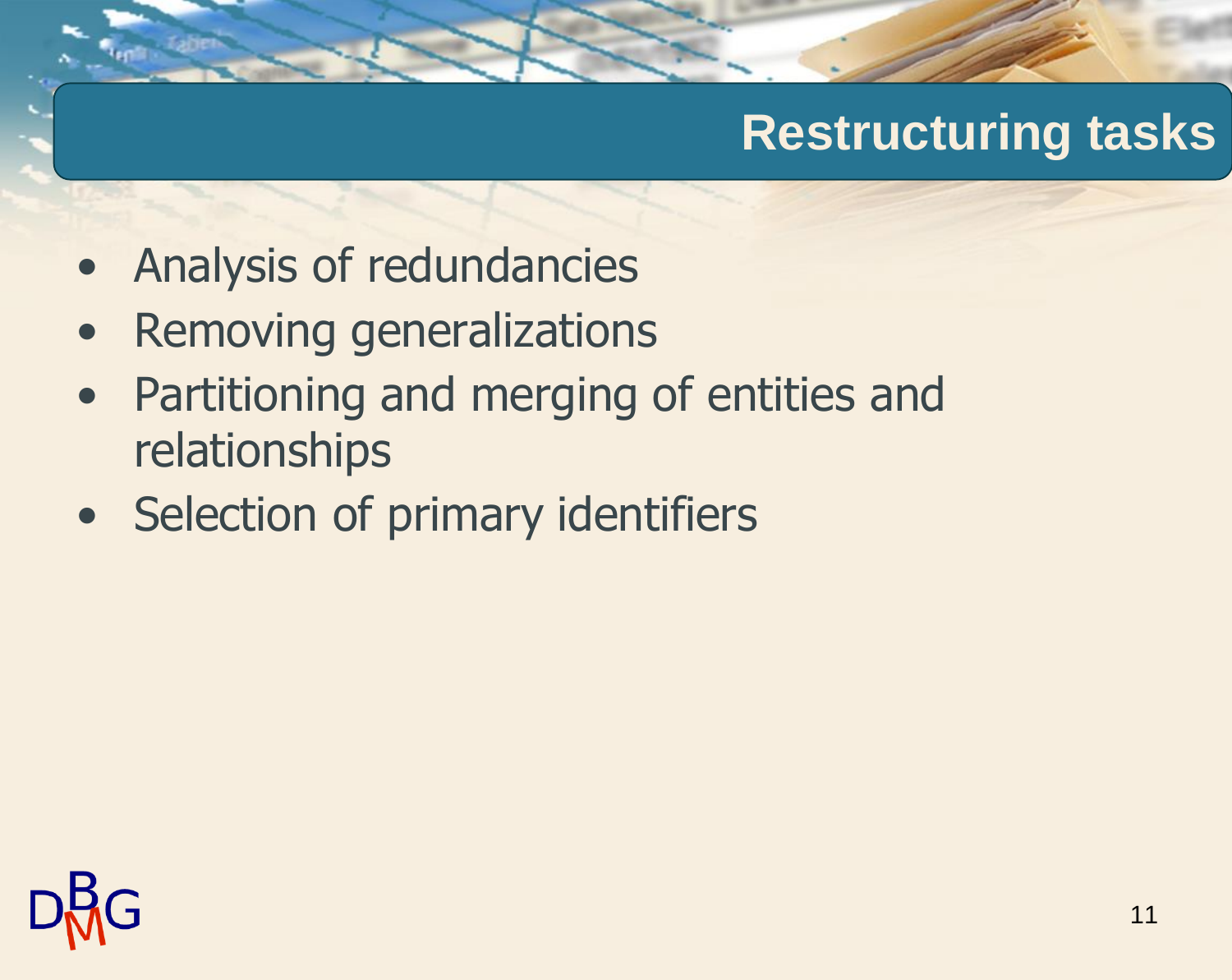# Restructuring tasks

- Analysis of redundancies
- Removing generalizations
- Partitioning and merging of entities and relationships
- Selection of primary identifiers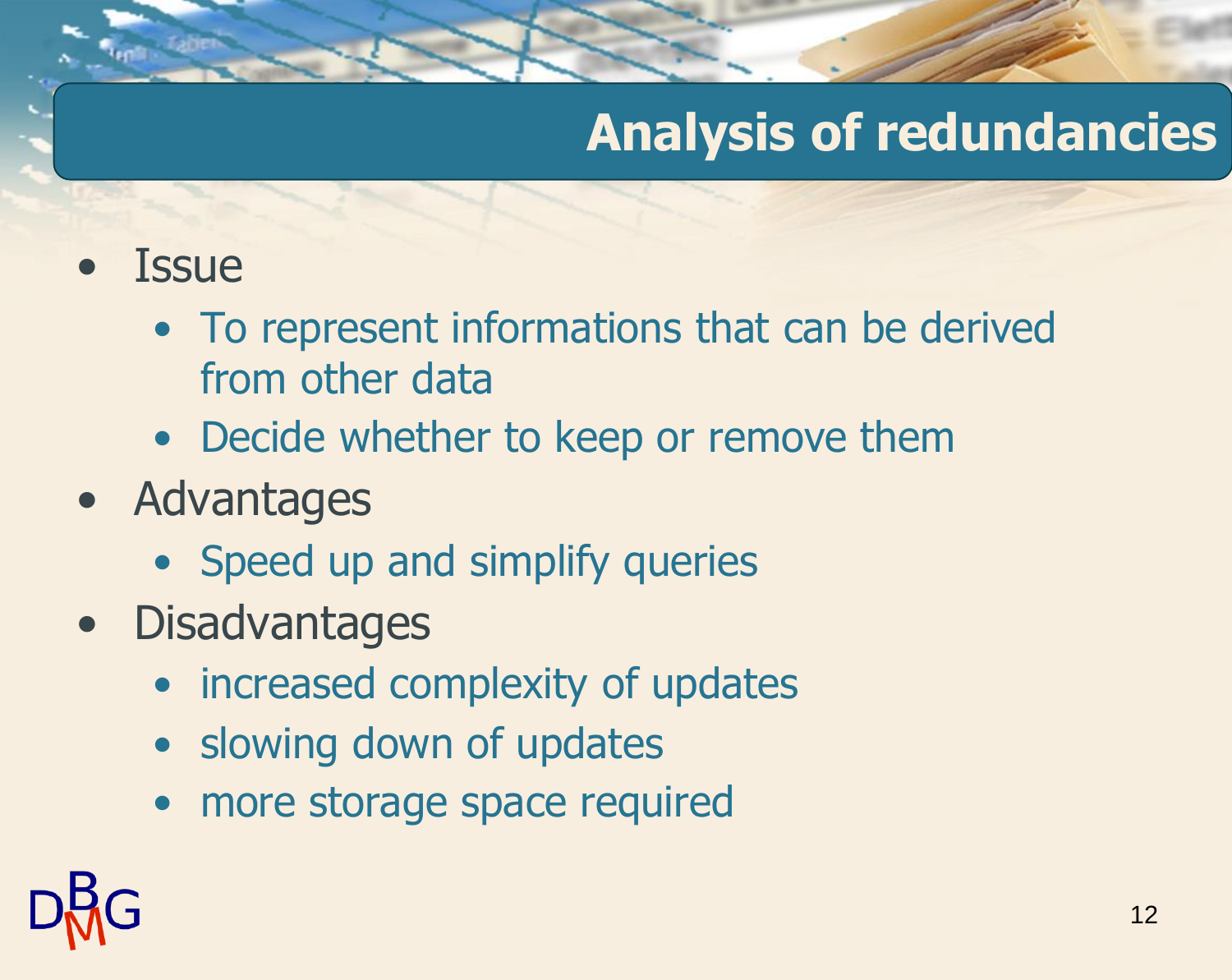# Analysis of redundancies

- Issue
  - To represent informations that can be derived from other data
  - Decide whether to keep or remove them
- Advantages
  - Speed up and simplify queries
- Disadvantages
  - increased complexity of updates
  - slowing down of updates
  - more storage space required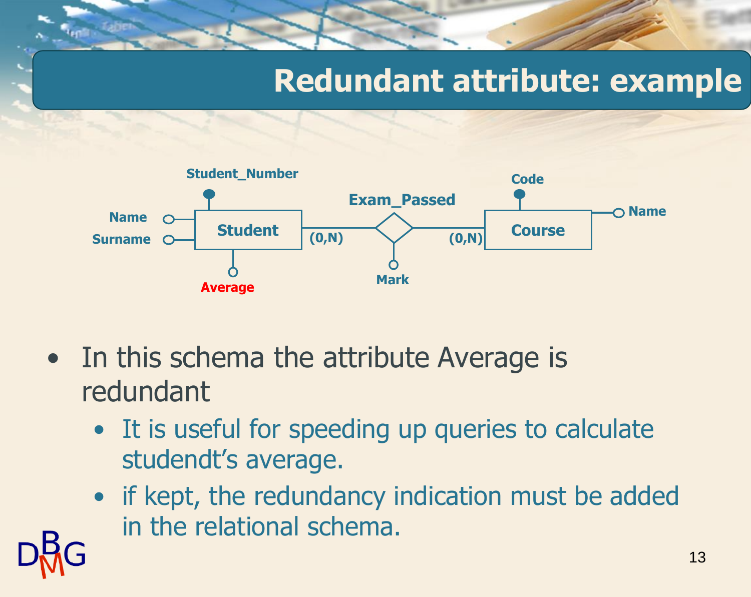# Redundant attribute: example

Student_Number

Name

Surname

Student

Average

Exam_Passed

(0,N)

(0,N)

Mark

Code

Course

Name

- In this schema the attribute Average is redundant
  - It is useful for speeding up queries to calculate studendt's average.
  - if kept, the redundancy indication must be added in the relational schema.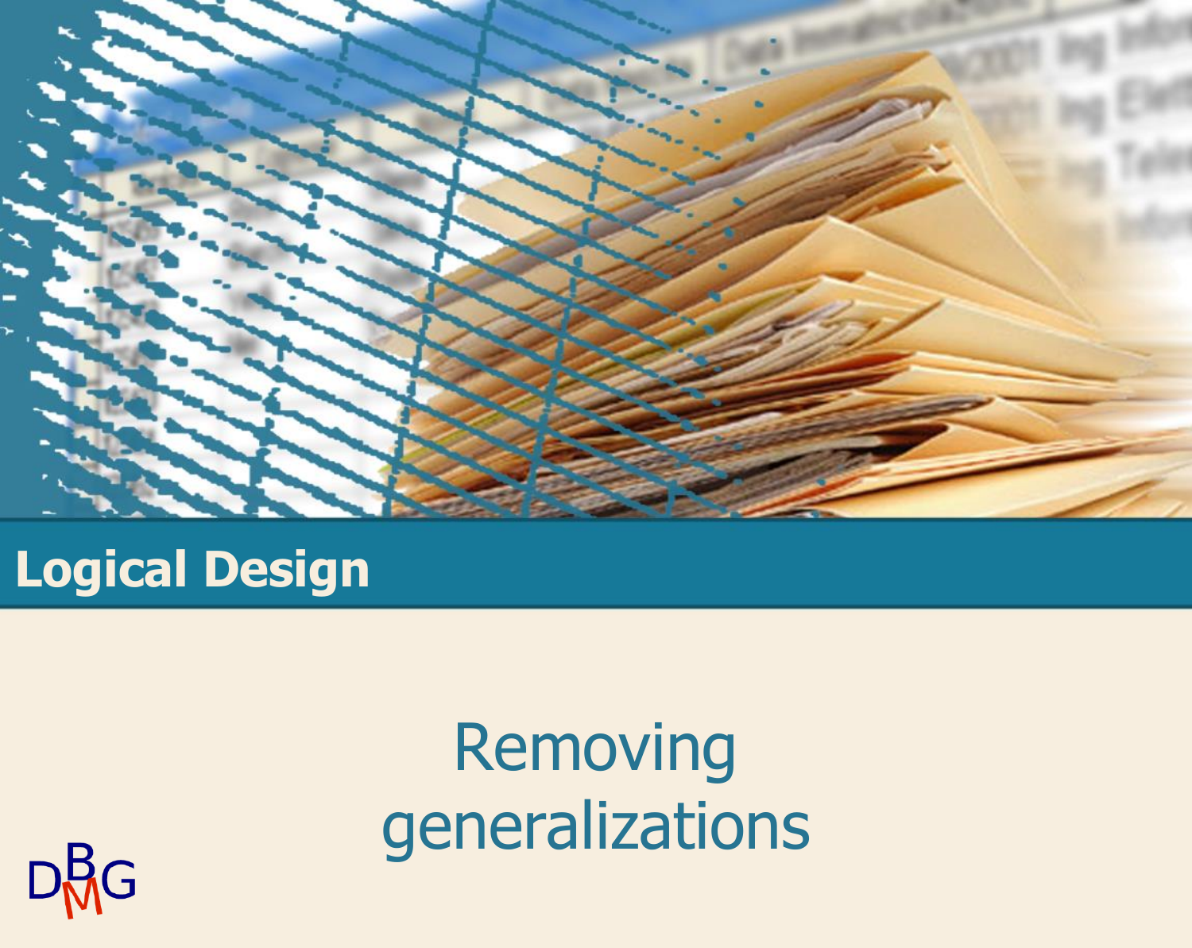# Logical Design

## Removing generalizations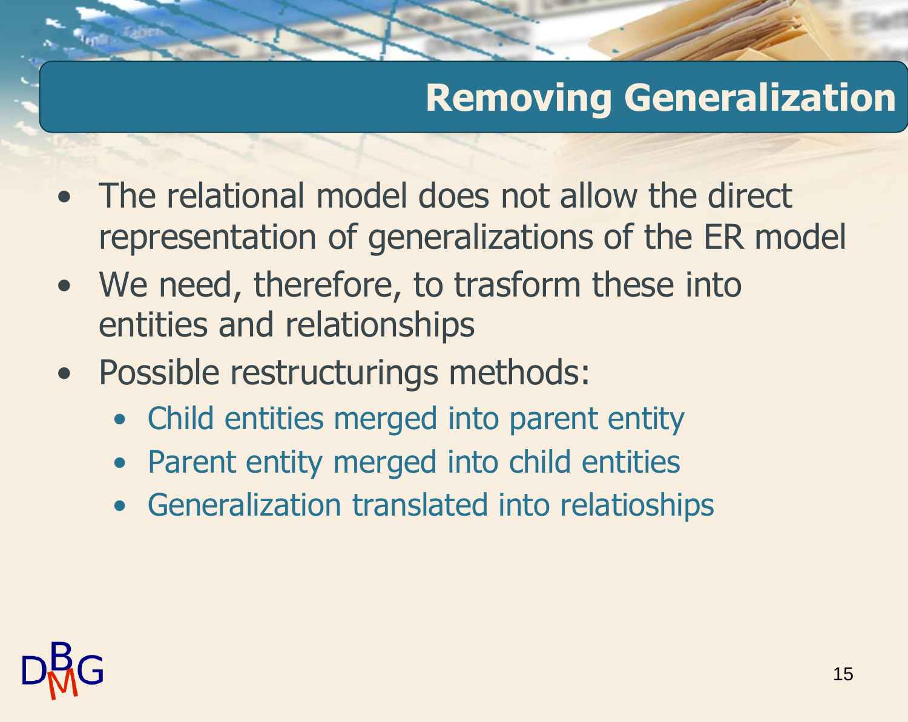# Removing Generalization

- The relational model does not allow the direct representation of generalizations of the ER model
- We need, therefore, to trasform these into entities and relationships
- Possible restructurings methods:
  - Child entities merged into parent entity
  - Parent entity merged into child entities
  - Generalization translated into relatioships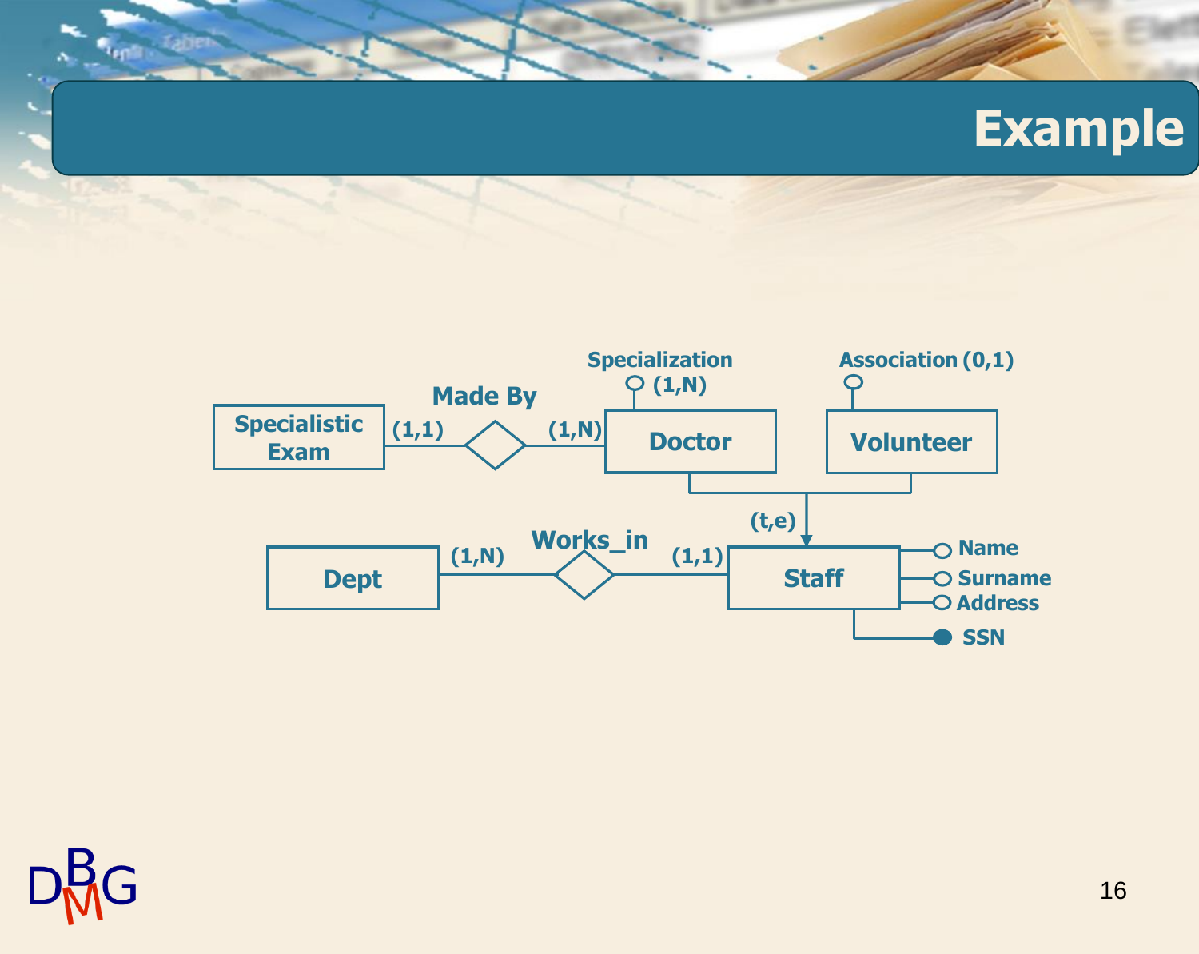# Example

Specialization (1,N)

Association (0,1)

Specialistic Exam (1,1) — Made By — (1,N) Doctor

Volunteer

(t,e)

Dept (1,N) — Works_in — (1,1) Staff

Name

Surname

Address

SSN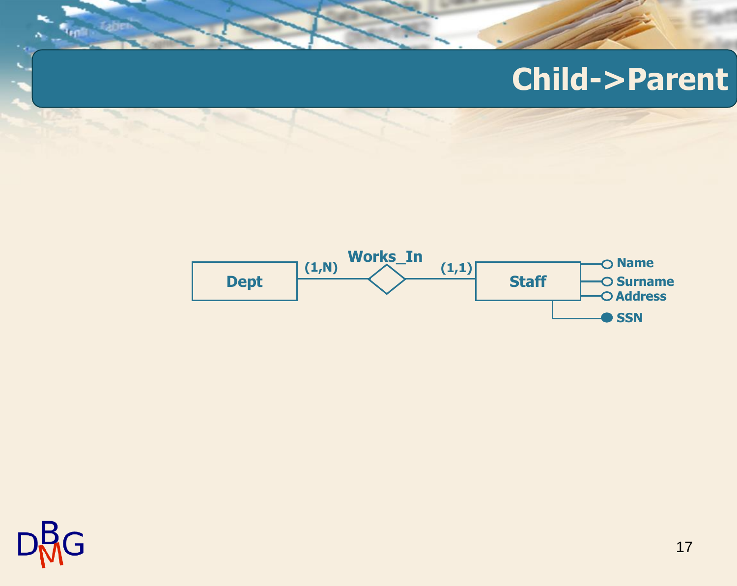# Child->Parent

Dept (1,N) — Works_In — (1,1) Staff

Staff attributes: Name, Surname, Address, SSN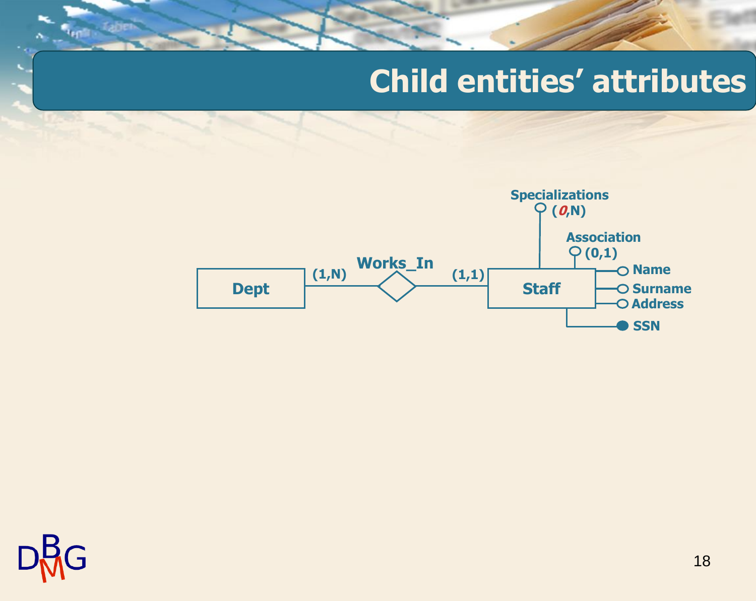# Child entities' attributes

Dept (1,N) Works_In (1,1) Staff

Staff attributes:
- Specializations (0,N)
- Association (0,1)
- Name
- Surname
- Address
- SSN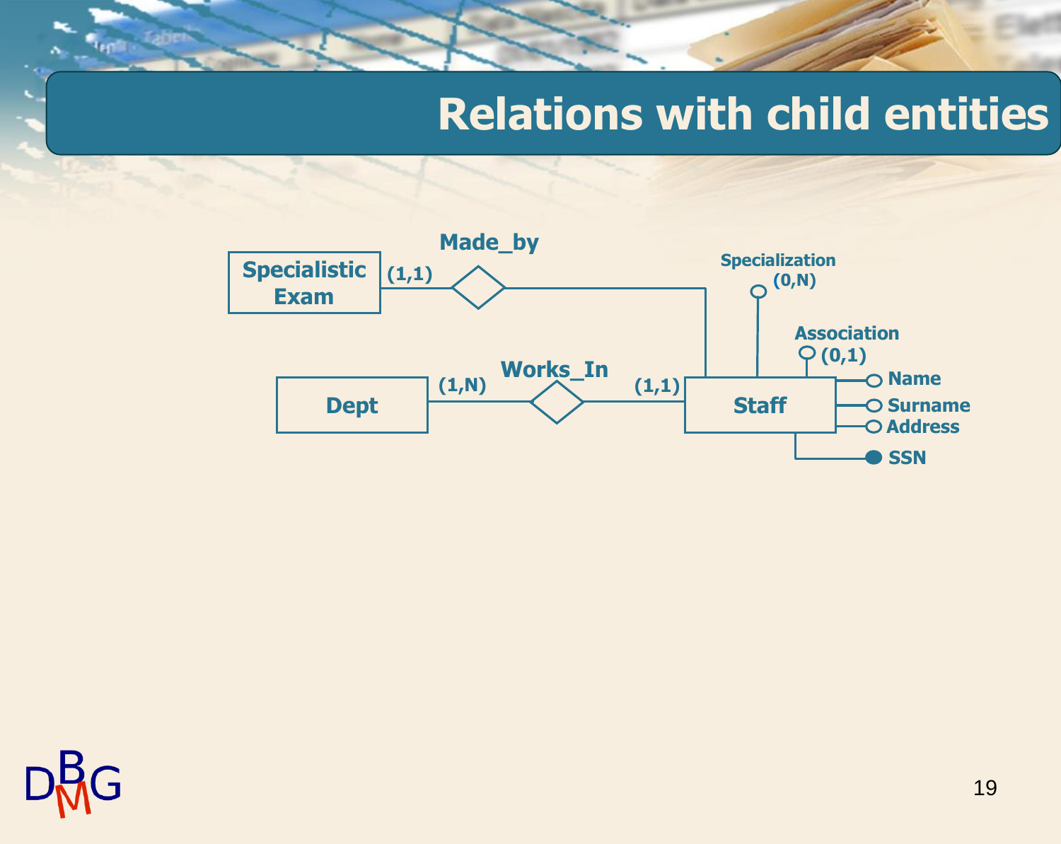# Relations with child entities

Specialistic Exam (1,1) — Made_by — Staff

Dept (1,N) — Works_In — (1,1) Staff

Staff attributes: Specialization (0,N), Association (0,1), Name, Surname, Address, SSN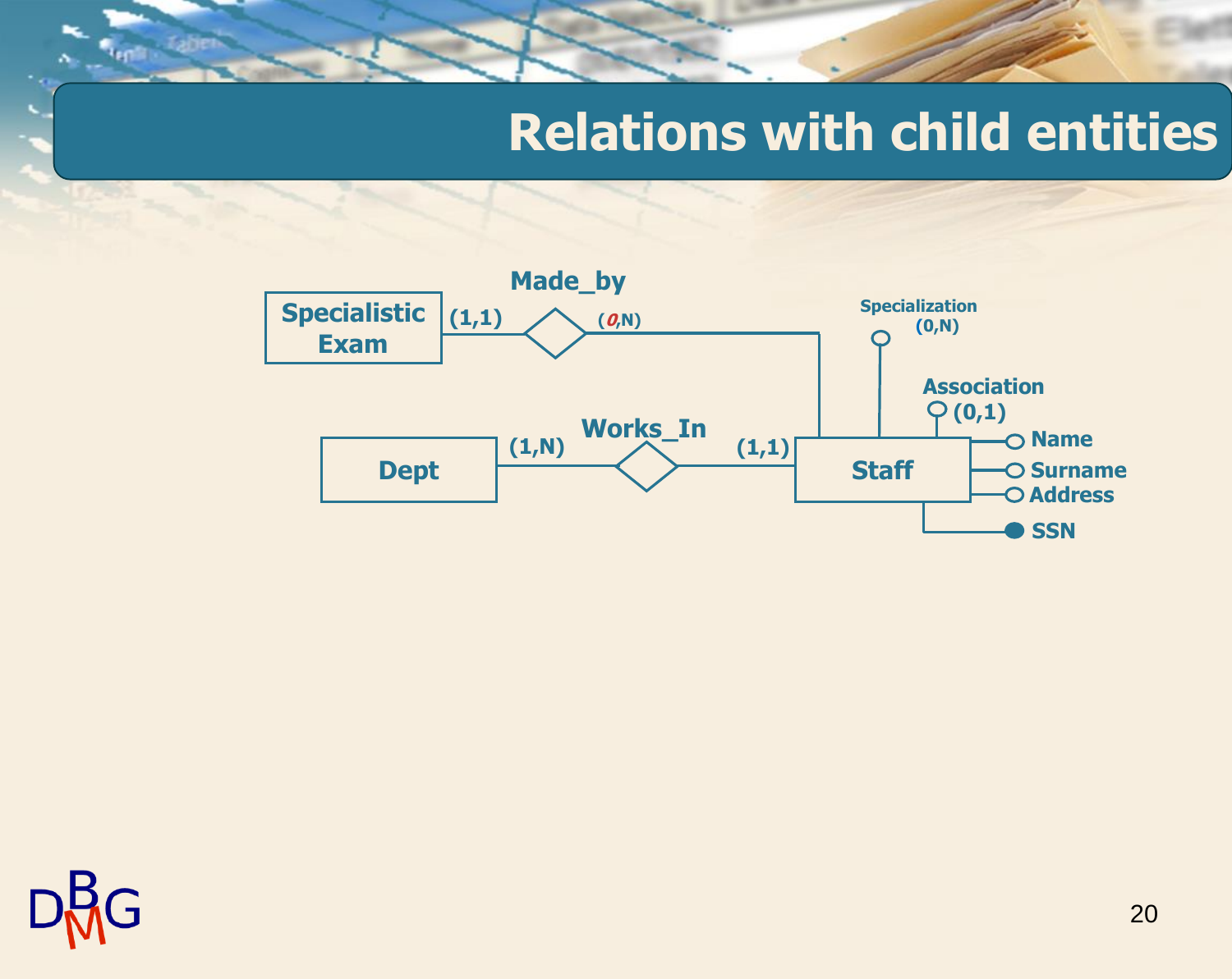# Relations with child entities

Made_by

Specialistic Exam (1,1) — Made_by — (0,N) Staff

Dept (1,N) — Works_In — (1,1) Staff

Staff attributes:
- Specialization (0,N)
- Association (0,1)
- Name
- Surname
- Address
- SSN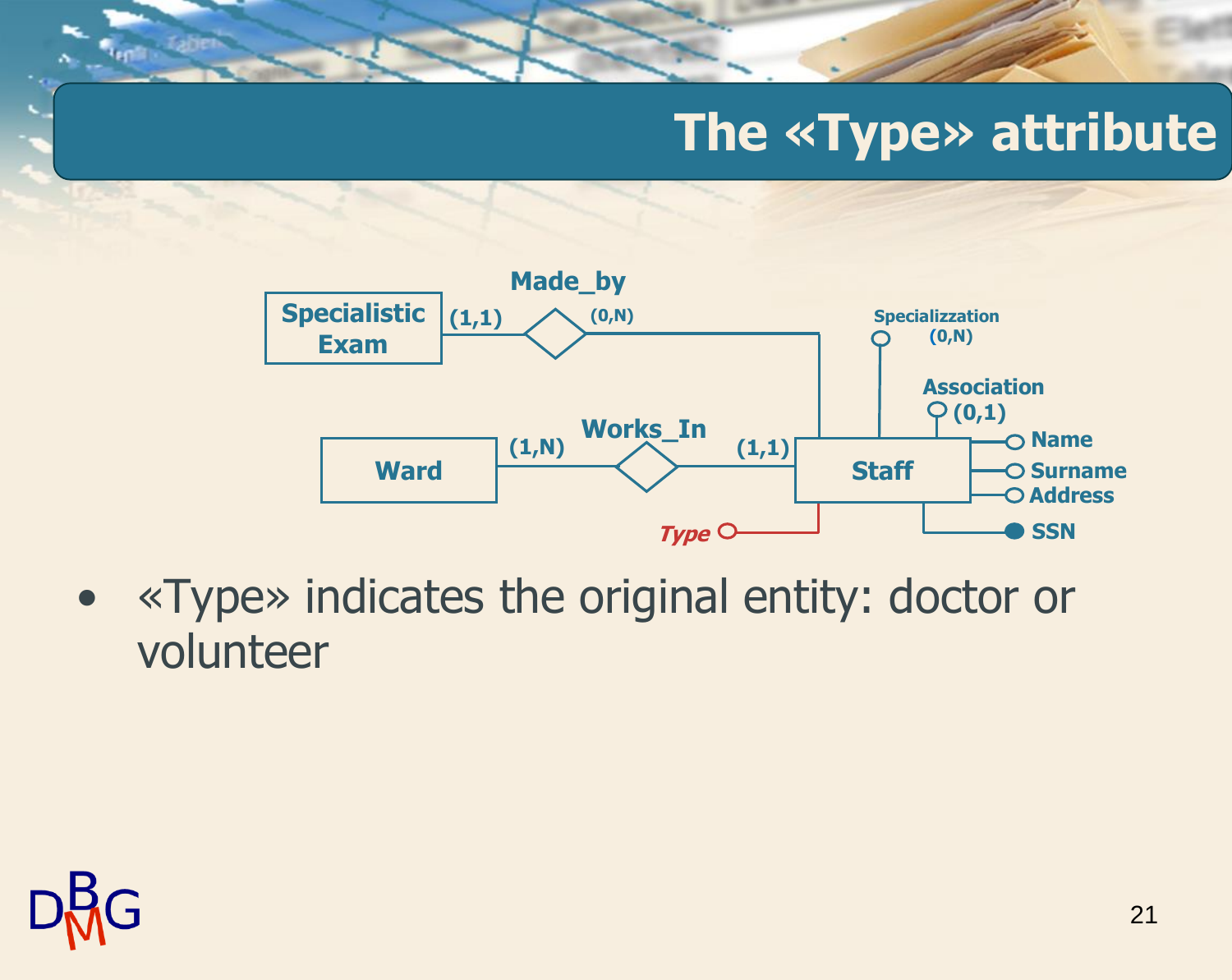# The «Type» attribute

Made_by

Specialistic Exam (1,1) — Made_by — (0,N) Staff

Ward (1,N) — Works_In — (1,1) Staff

Staff attributes: Specializzation (0,N), Association (0,1), Name, Surname, Address, SSN, *Type*

- «Type» indicates the original entity: doctor or volunteer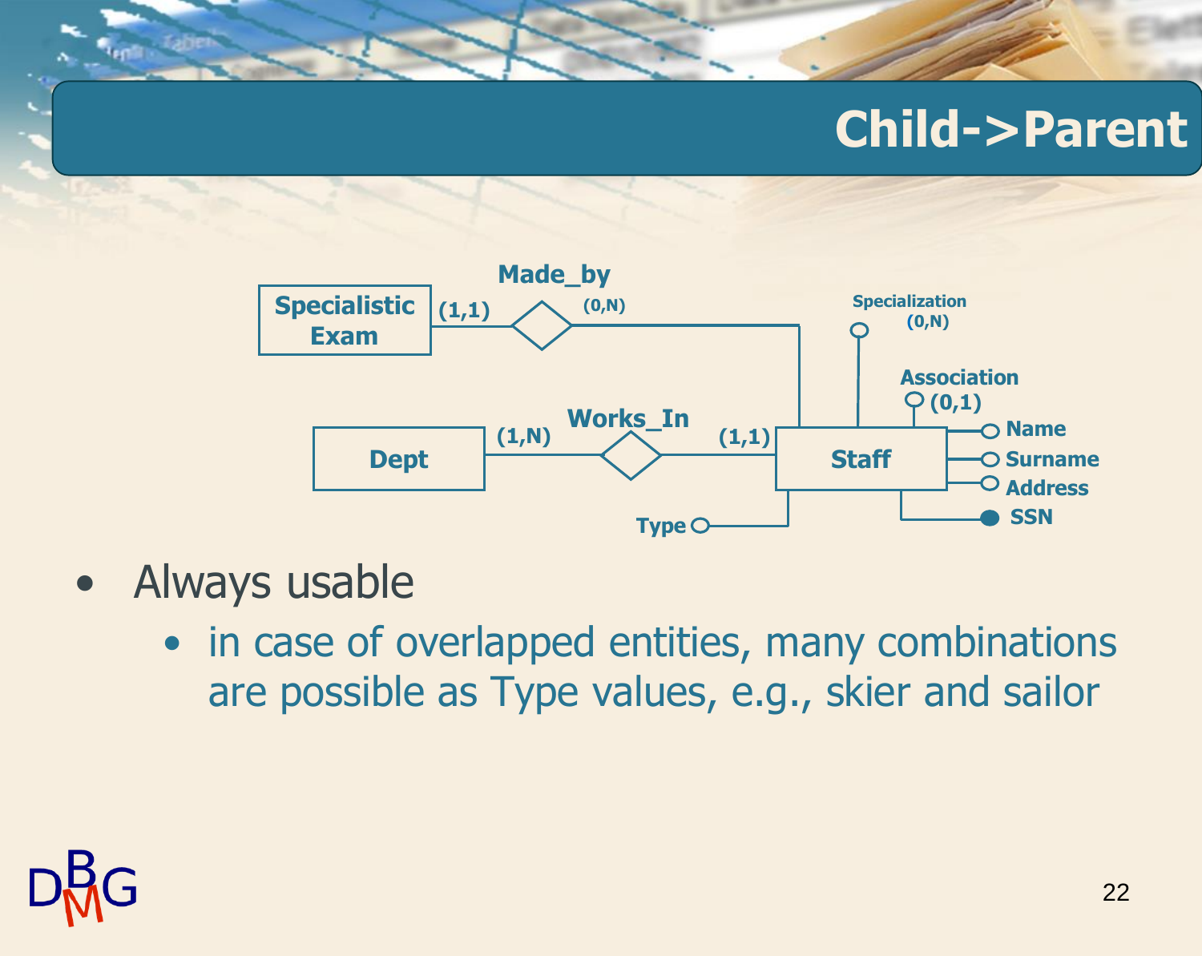# Child->Parent

Made_by

Specialistic Exam (1,1) — Made_by — (0,N) Staff

Dept (1,N) — Works_In — (1,1) Staff

Staff attributes: Specialization (0,N), Association (0,1), Name, Surname, Address, SSN, Type

- Always usable
  - in case of overlapped entities, many combinations are possible as Type values, e.g., skier and sailor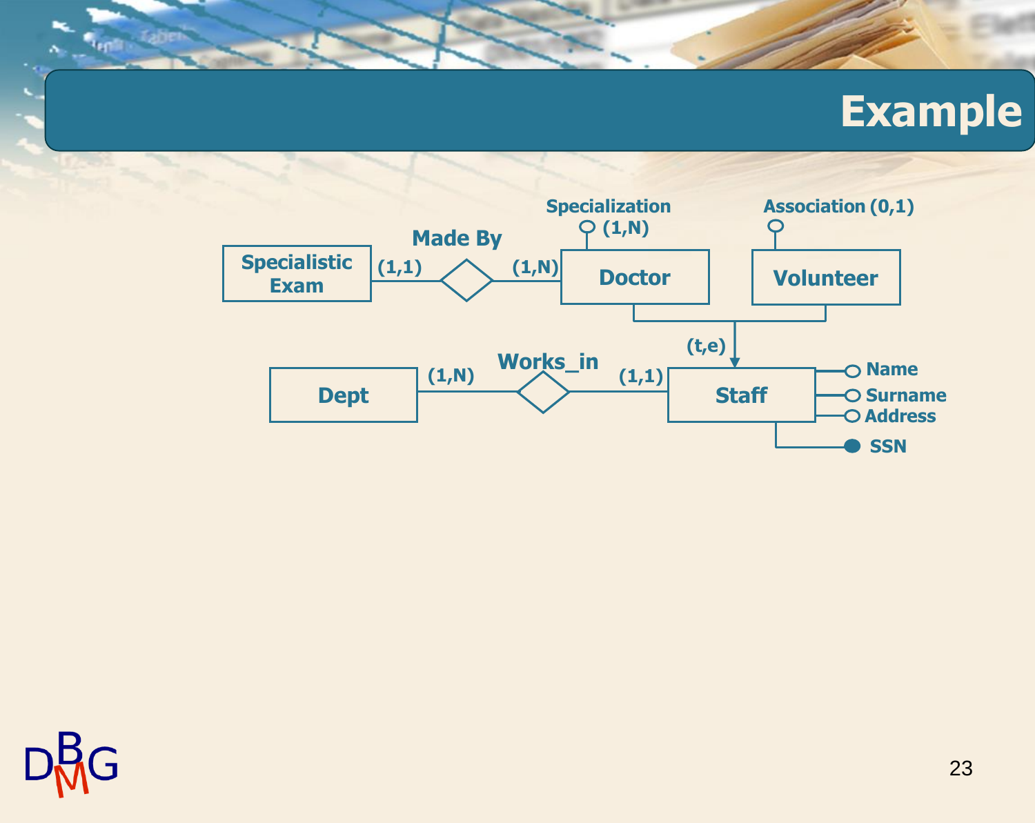# Example

Specialization (1,N)

Association (0,1)

Specialistic Exam (1,1) — Made By — (1,N) Doctor

Volunteer

Doctor, Volunteer → (t,e) → Staff

Dept (1,N) — Works_in — (1,1) Staff

Staff: Name, Surname, Address, SSN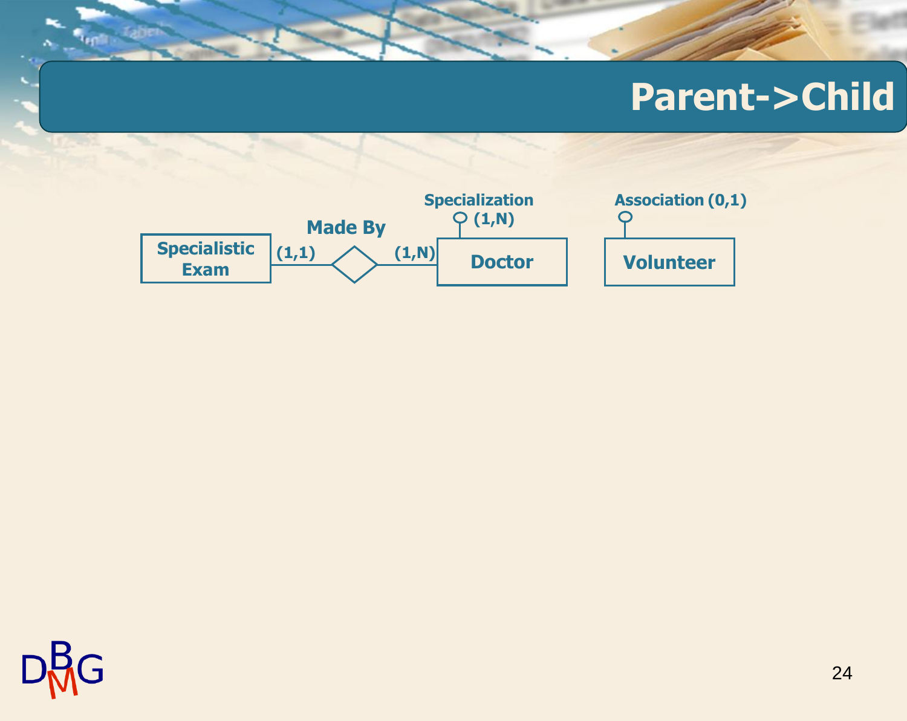# Parent->Child

Specialistic Exam (1,1) — Made By — (1,N) Doctor

Doctor: Specialization (1,N)

Volunteer: Association (0,1)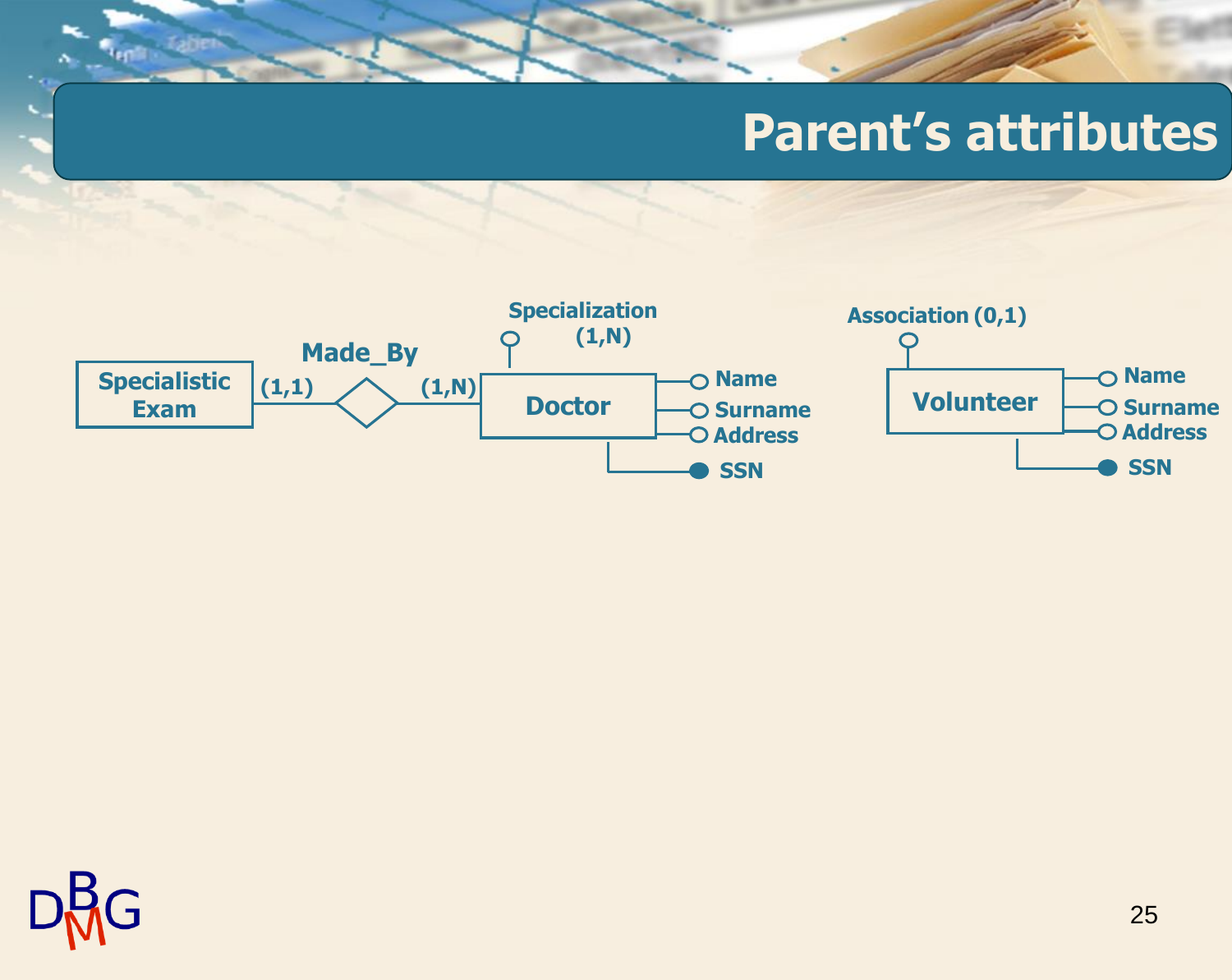# Parent's attributes

Specialistic Exam (1,1) — Made_By — (1,N) Doctor

Doctor: Specialization (1,N), Name, Surname, Address, SSN

Volunteer: Association (0,1), Name, Surname, Address, SSN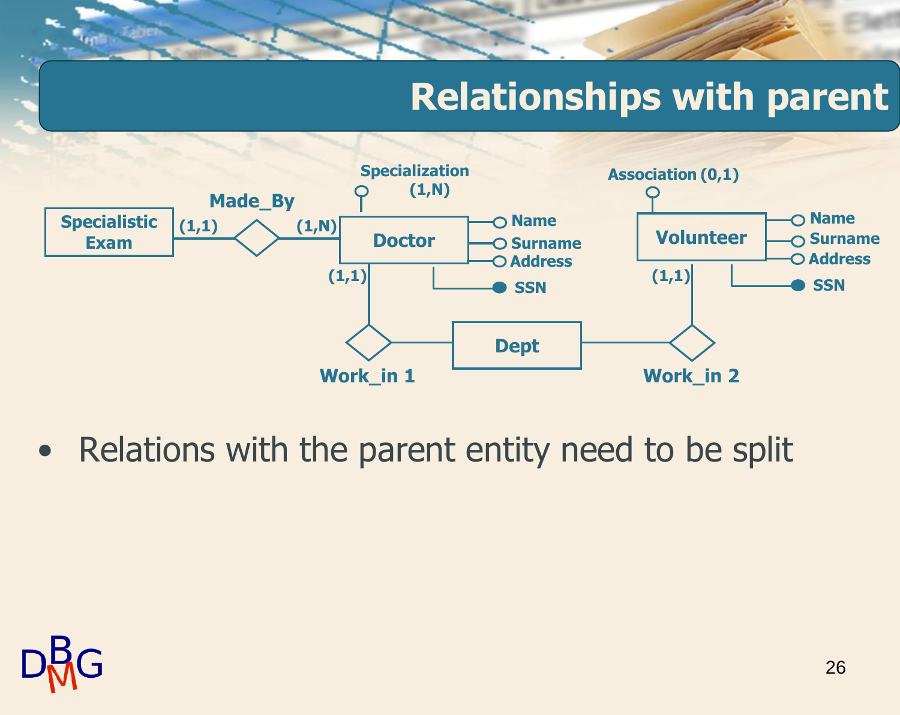# Relationships with parent

- Relations with the parent entity need to be split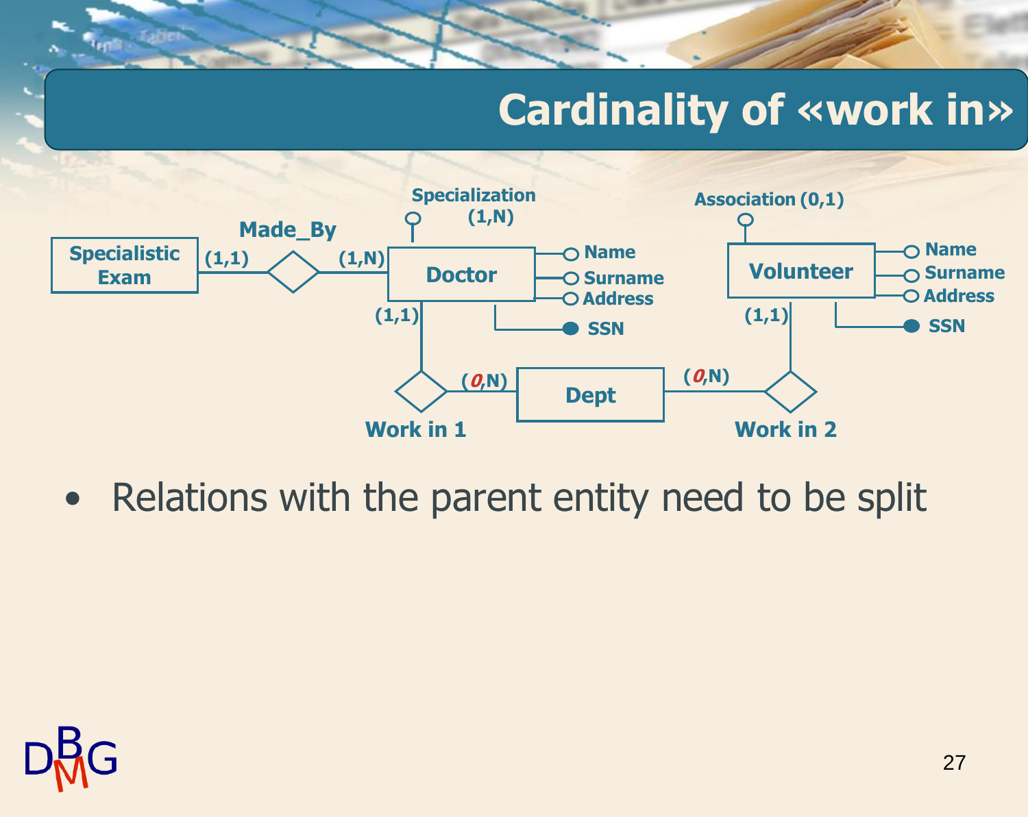# Cardinality of «work in»

- Relations with the parent entity need to be split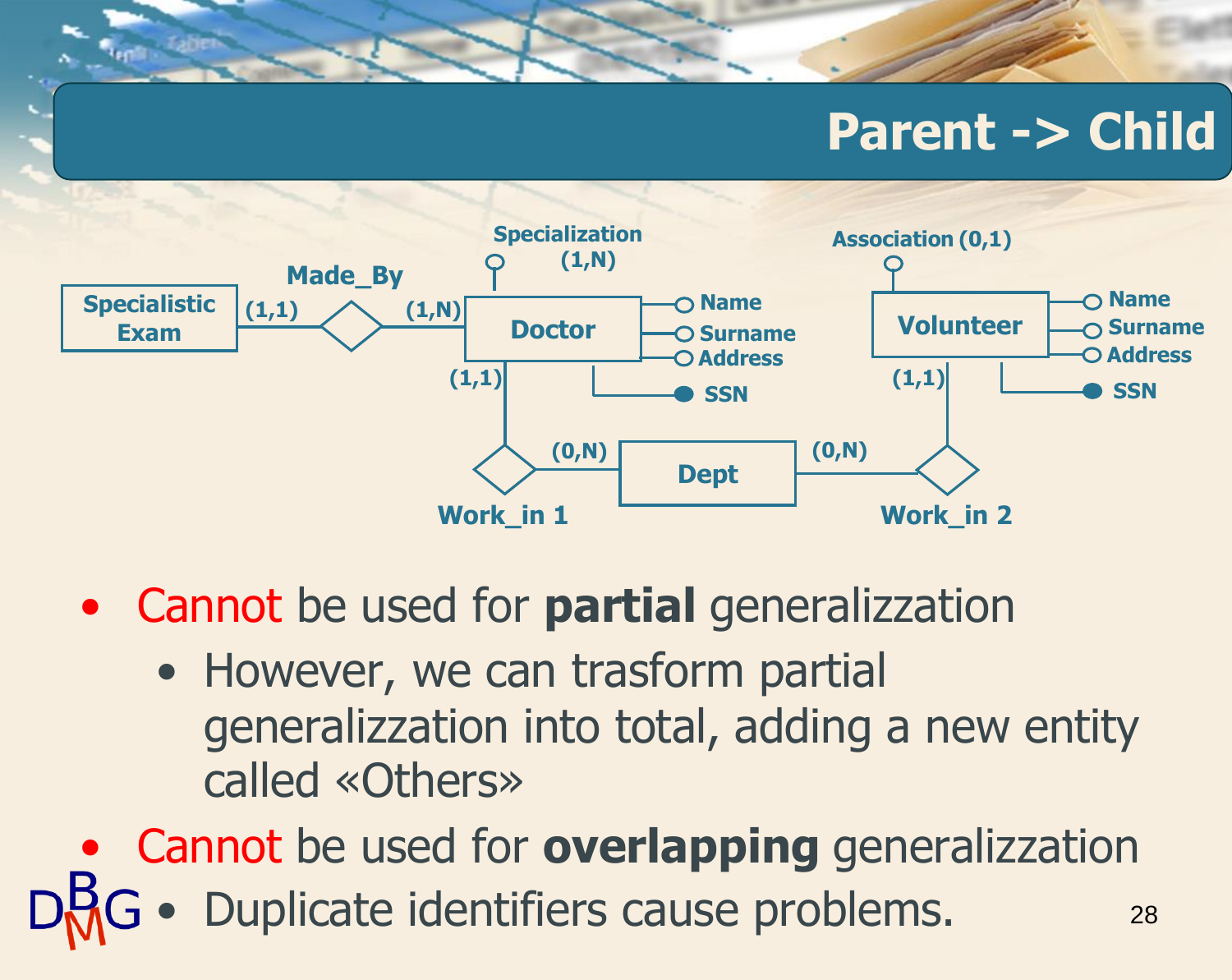# Parent -> Child

Specialization (1,N)

Made_By

Specialistic Exam (1,1) — Made_By — (1,N) Doctor

Doctor: Name, Surname, Address, SSN

Association (0,1)

Volunteer: Name, Surname, Address, SSN

Doctor (1,1) — Work_in 1 — (0,N) Dept

Dept (0,N) — Work_in 2 — (1,1) Volunteer

- Cannot be used for **partial** generalizzation
  - However, we can trasform partial generalizzation into total, adding a new entity called «Others»
- Cannot be used for **overlapping** generalizzation
  - Duplicate identifiers cause problems.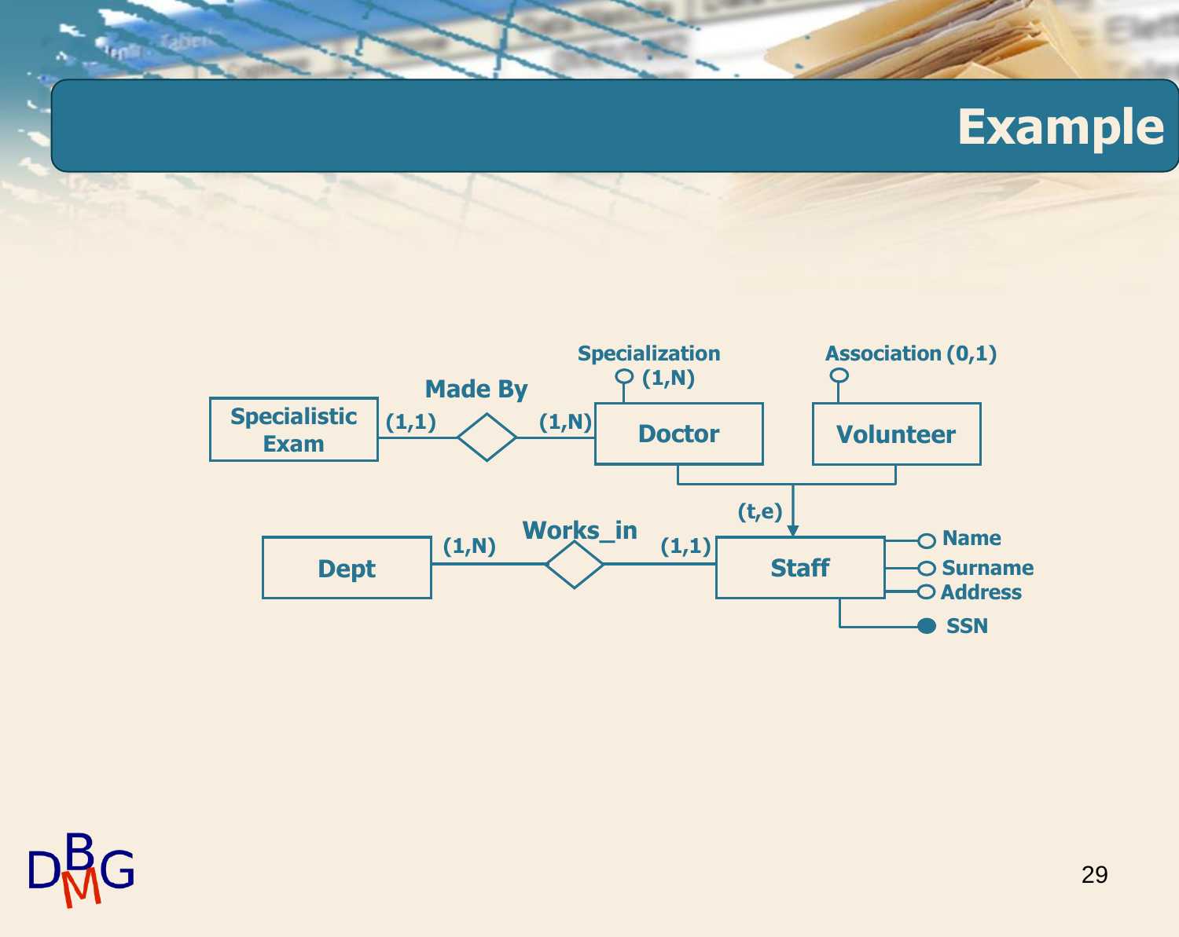# Example

Specialization (1,N)

Association (0,1)

Specialistic Exam (1,1) — Made By — (1,N) Doctor

Volunteer

(t,e)

Dept (1,N) — Works_in — (1,1) Staff

Name

Surname

Address

SSN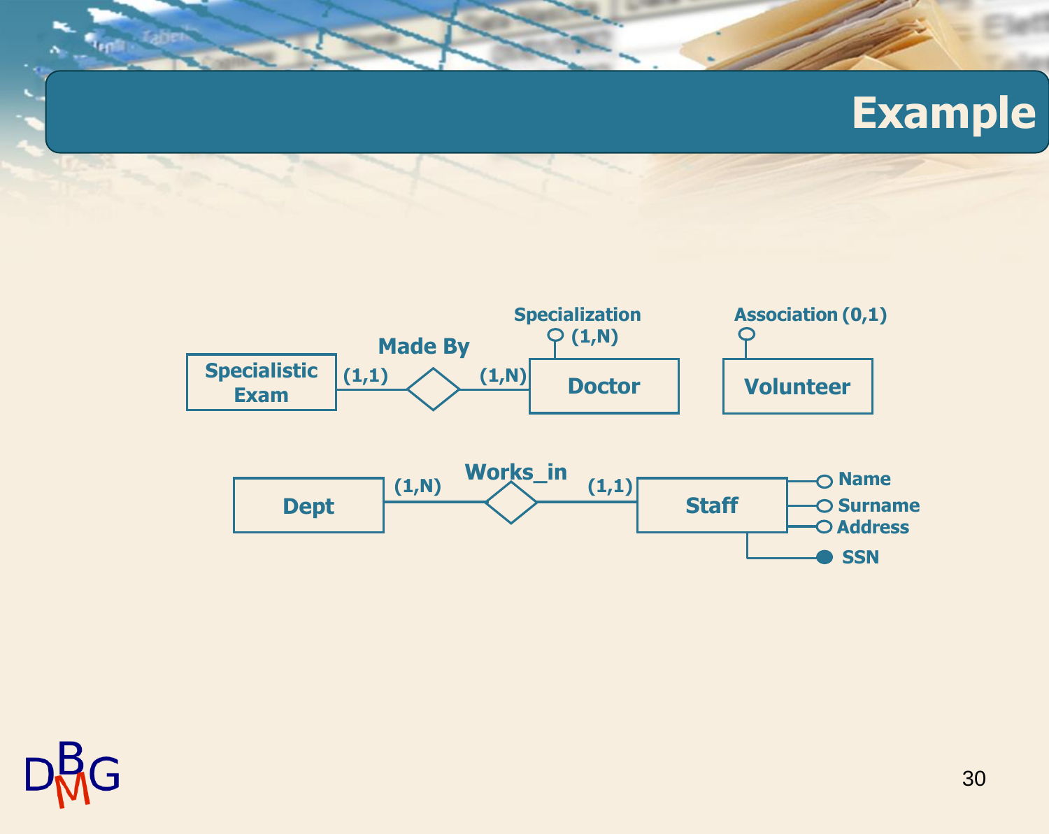# Example

Specialization (1,N)

Association (0,1)

Specialistic Exam (1,1) — Made By — (1,N) Doctor

Volunteer

Dept (1,N) — Works_in — (1,1) Staff

Staff: Name, Surname, Address, SSN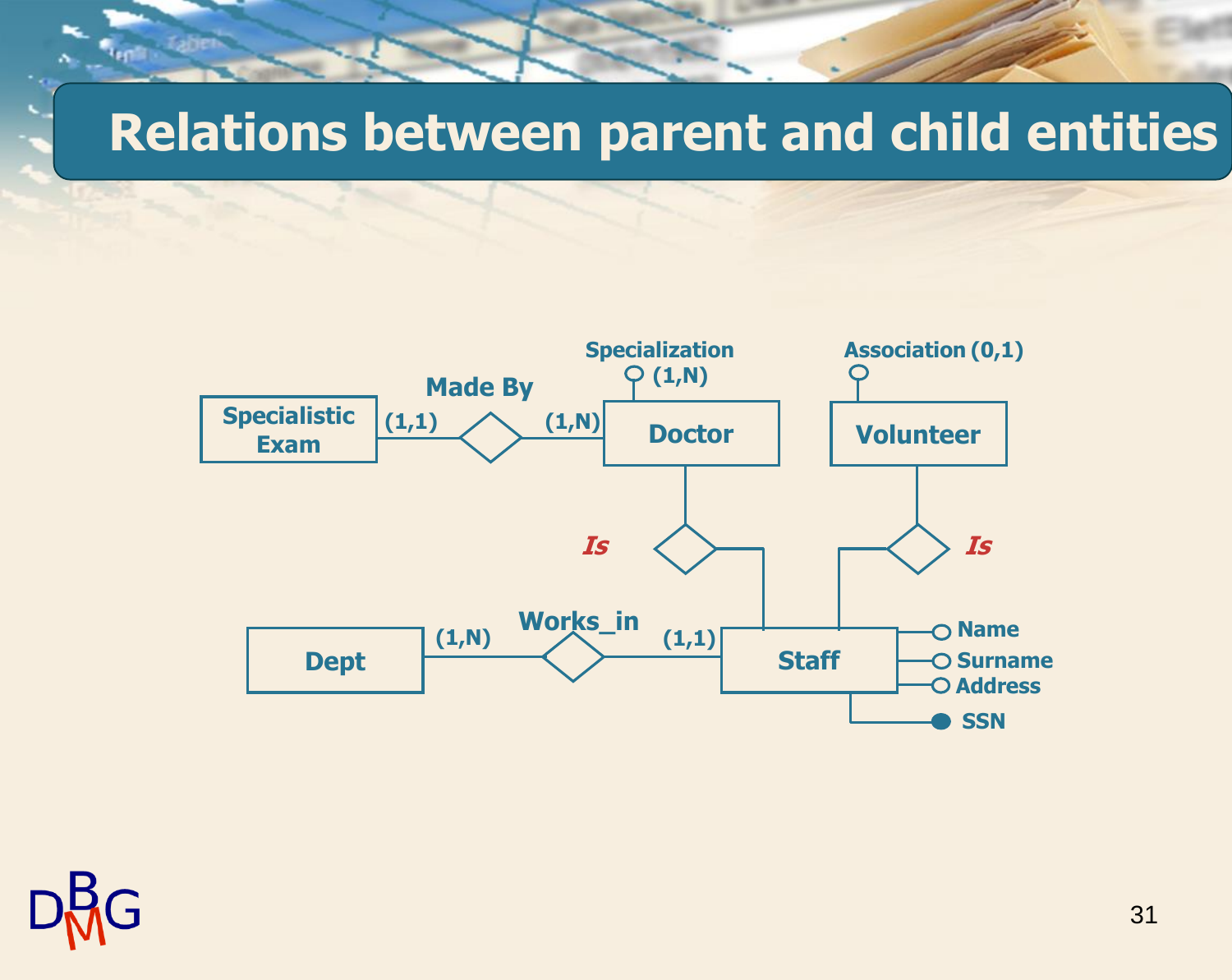# Relations between parent and child entities

Specialization (1,N)

Association (0,1)

Made By

Specialistic Exam (1,1) — Made By — (1,N) Doctor

Volunteer

*Is*

*Is*

Works_in

Dept (1,N) — Works_in — (1,1) Staff

Staff: Name, Surname, Address, SSN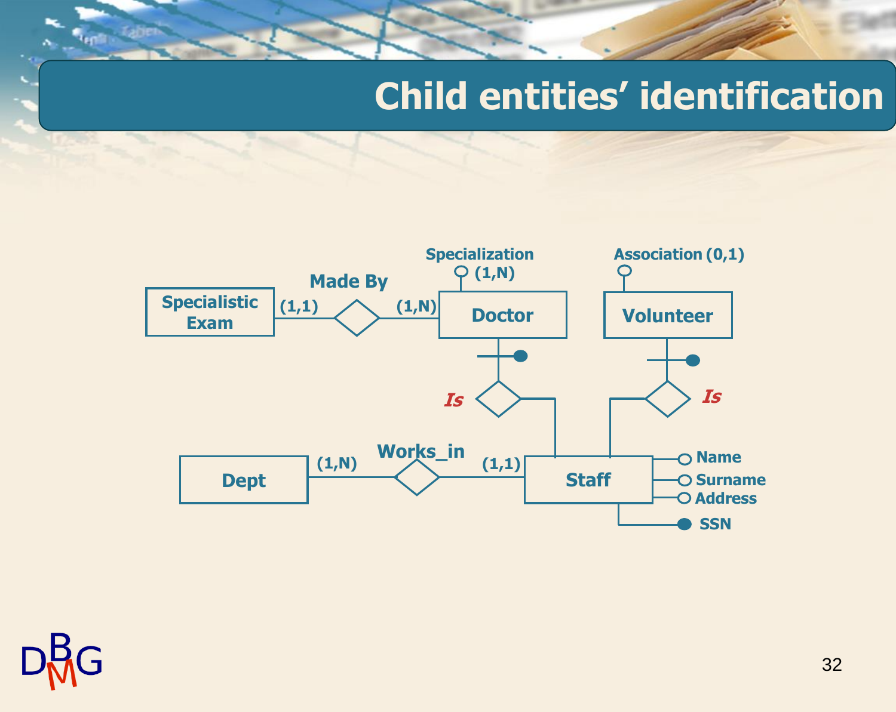# Child entities' identification

Specialization (1,N)

Association (0,1)

Specialistic Exam (1,1) Made By (1,N) Doctor

Volunteer

Is

Is

Dept (1,N) Works_in (1,1) Staff

Name

Surname

Address

SSN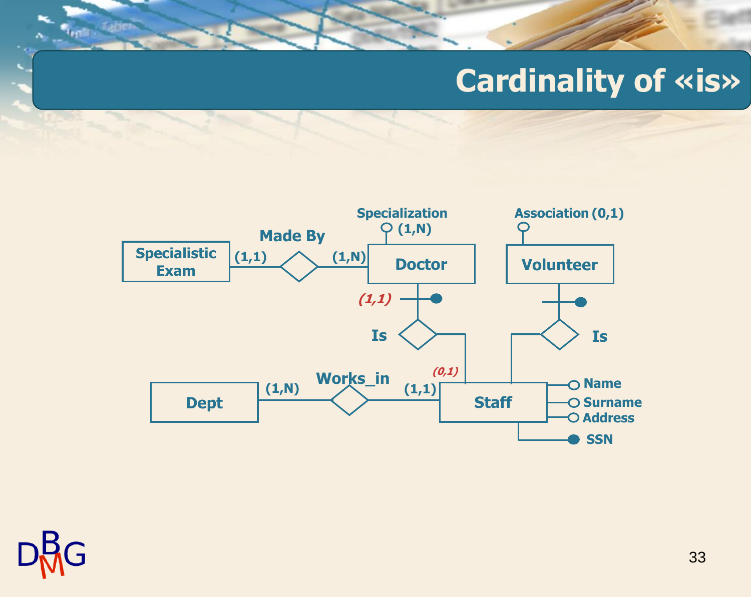# Cardinality of «is»

Specialization (1,N)

Association (0,1)

Specialistic Exam (1,1) — Made By — (1,N) Doctor

Volunteer

(1,1)

Is

Is

(0,1)

Dept (1,N) — Works_in — (1,1) Staff

Name

Surname

Address

SSN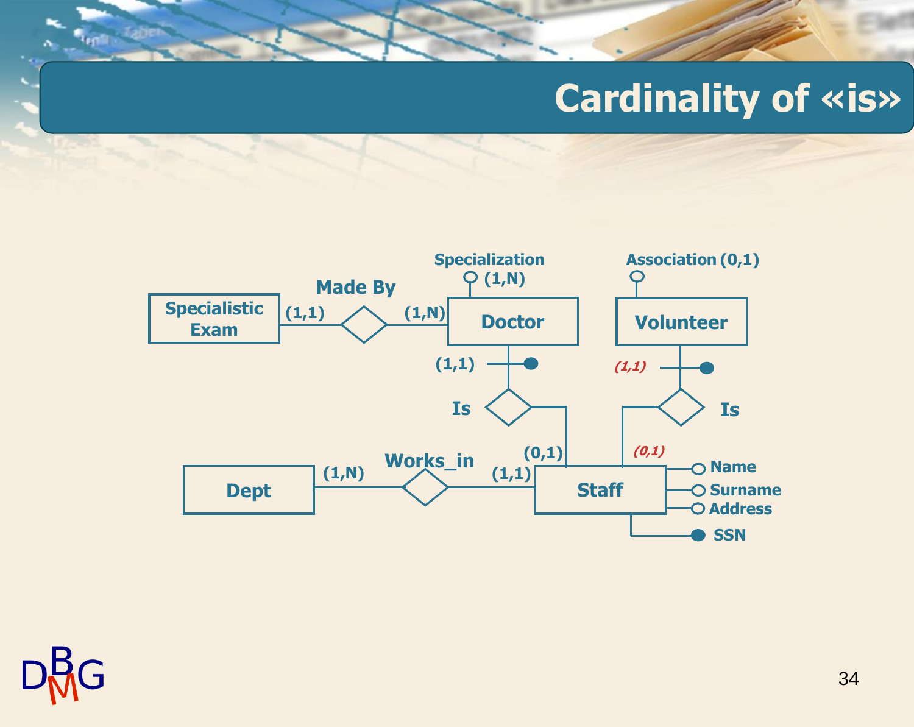# Cardinality of «is»

Specialization (1,N)

Association (0,1)

Specialistic Exam (1,1) — Made By — (1,N) Doctor

Doctor (1,1) — Is — (0,1) Staff

Volunteer *(1,1)* — Is — *(0,1)* Staff

Dept (1,N) — Works_in — (1,1) Staff

Staff: Name, Surname, Address, SSN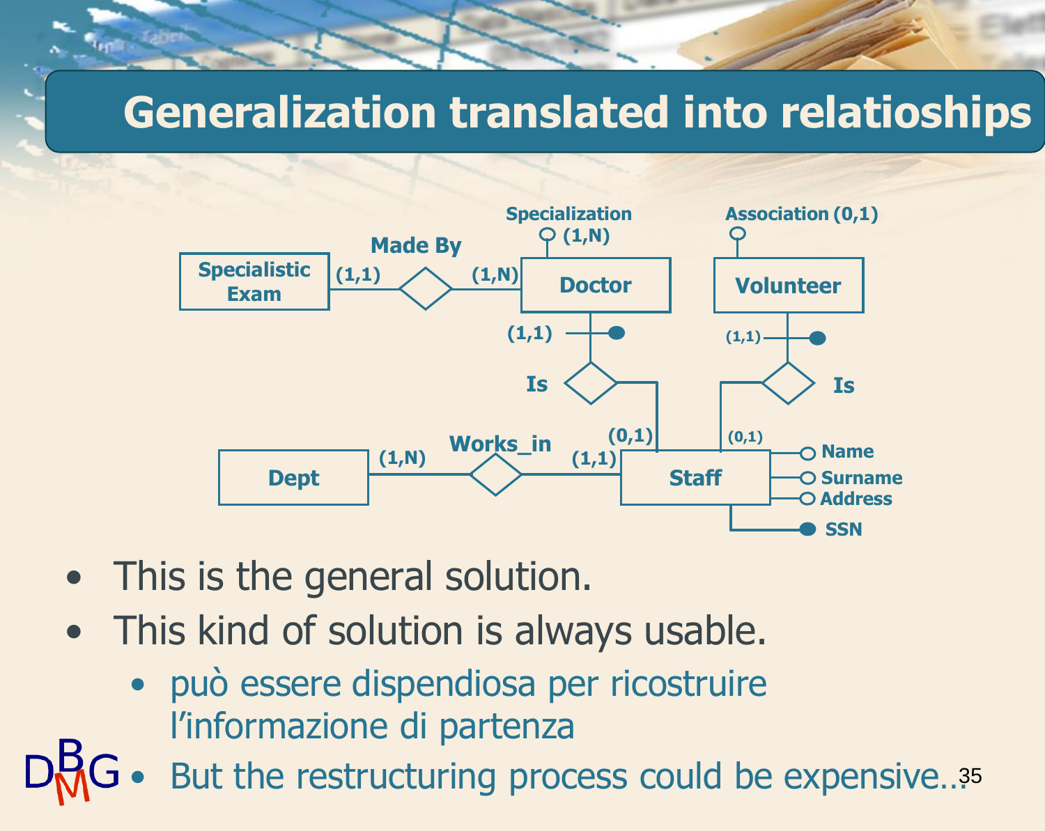# Generalization translated into relatioships

- This is the general solution.
- This kind of solution is always usable.
  - può essere dispendiosa per ricostruire l'informazione di partenza
  - But the restructuring process could be expensive…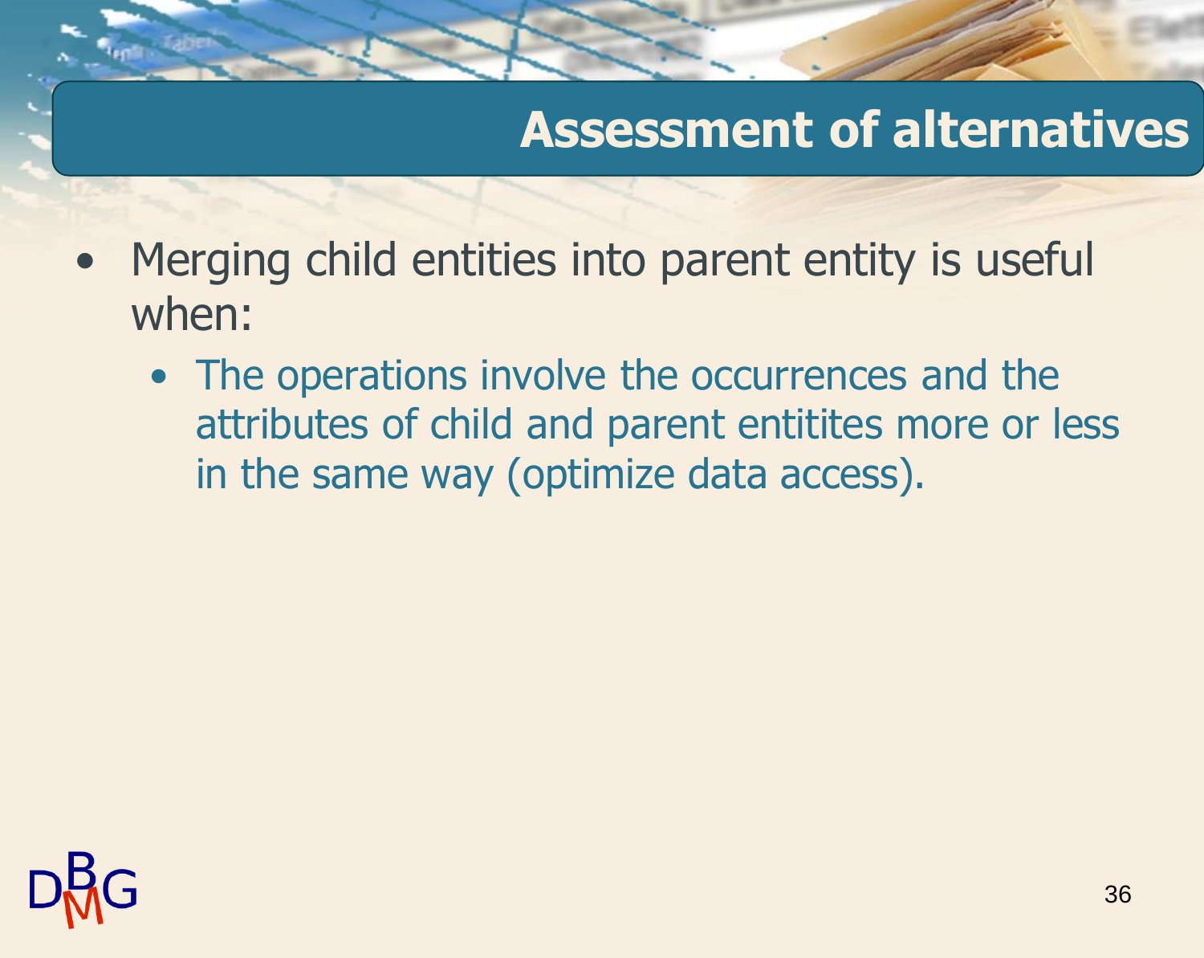## Assessment of alternatives

- Merging child entities into parent entity is useful when:
  - The operations involve the occurrences and the attributes of child and parent entitites more or less in the same way (optimize data access).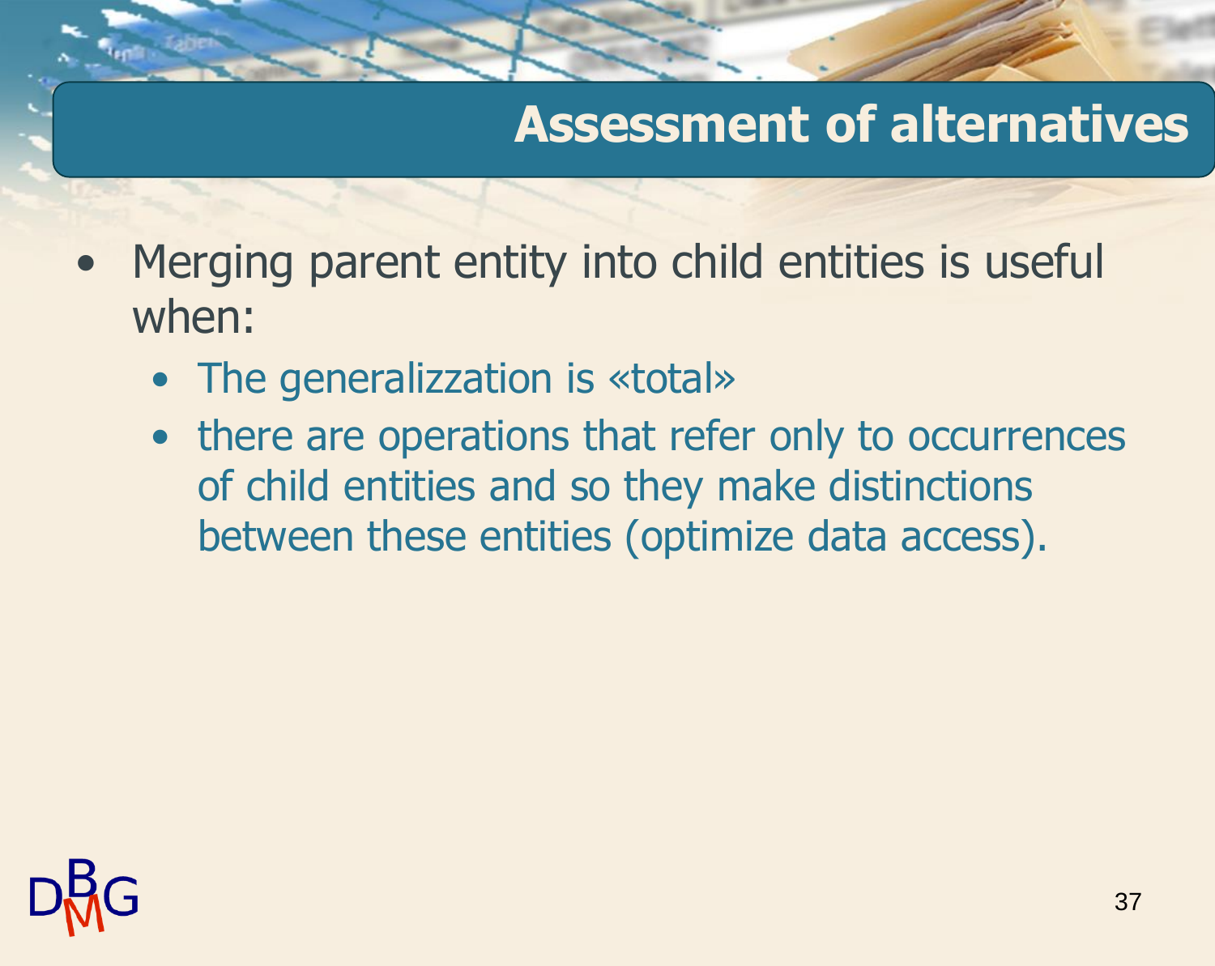# Assessment of alternatives

- Merging parent entity into child entities is useful when:
  - The generalizzation is «total»
  - there are operations that refer only to occurrences of child entities and so they make distinctions between these entities (optimize data access).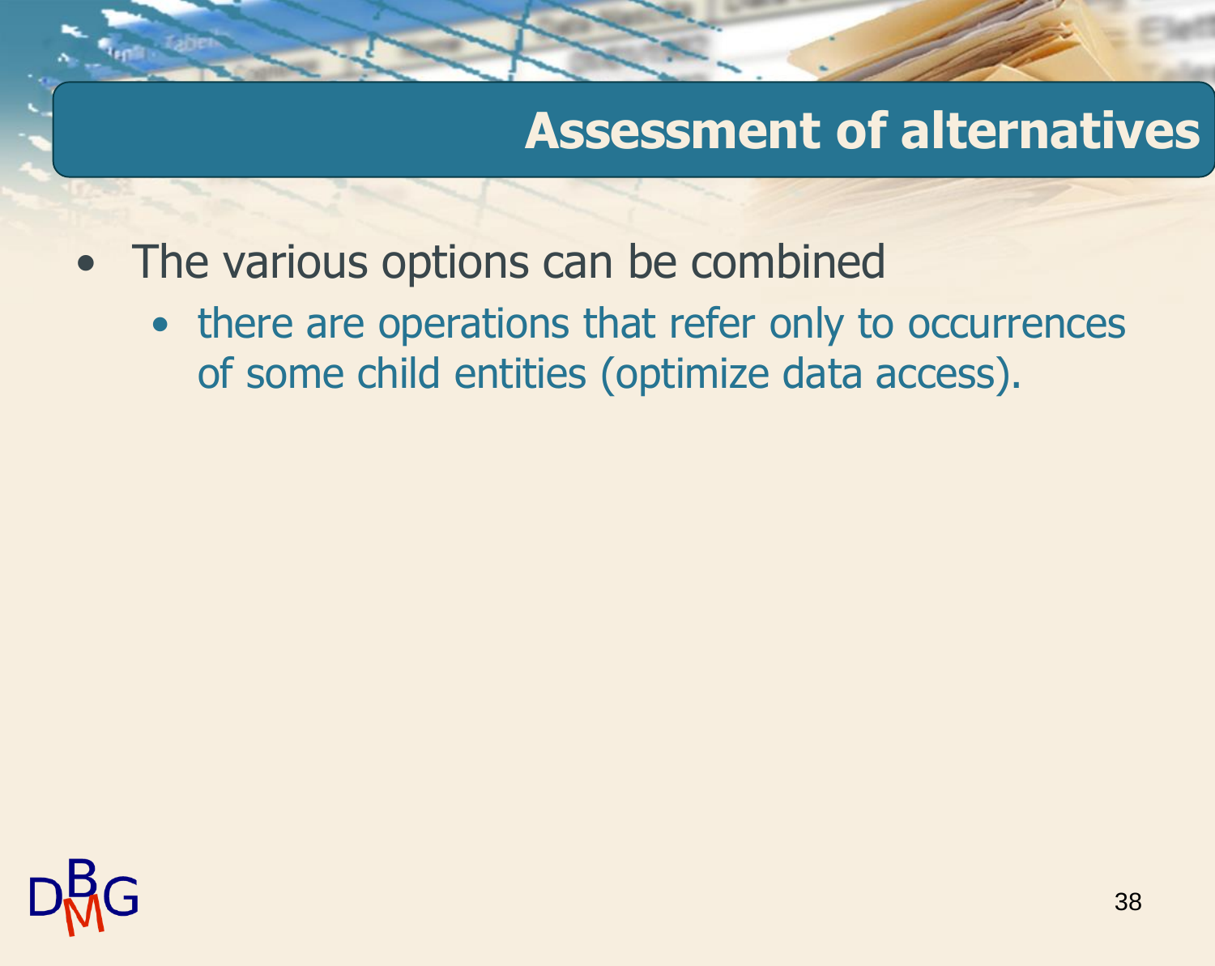# Assessment of alternatives

- The various options can be combined
  - there are operations that refer only to occurrences of some child entities (optimize data access).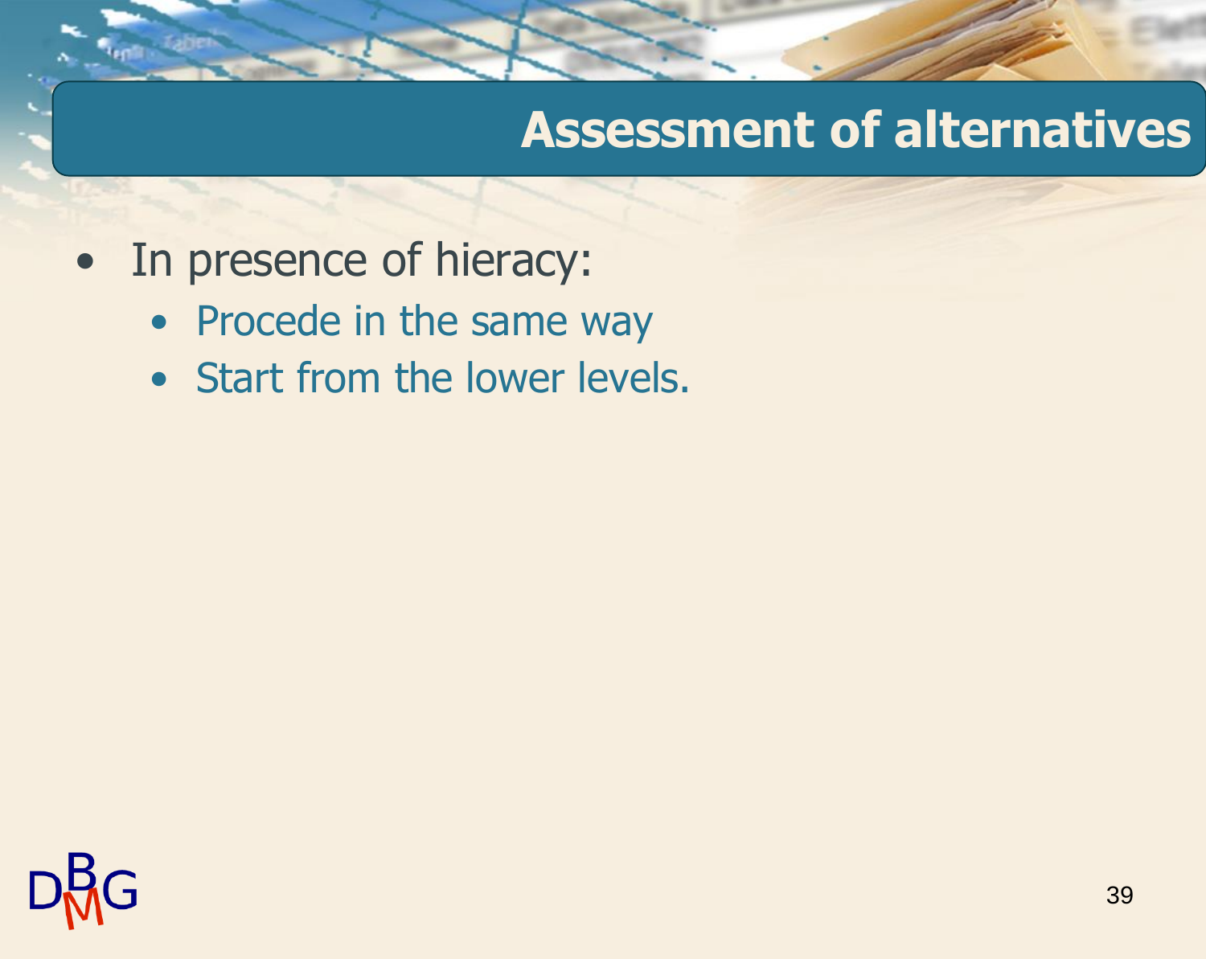# Assessment of alternatives

- In presence of hieracy:
  - Procede in the same way
  - Start from the lower levels.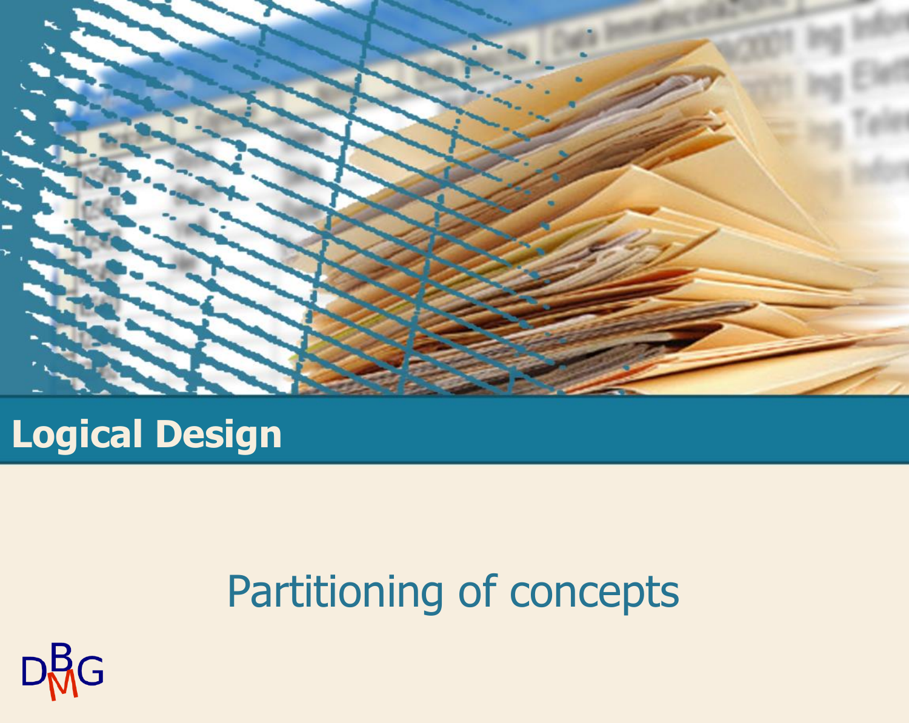# Logical Design

## Partitioning of concepts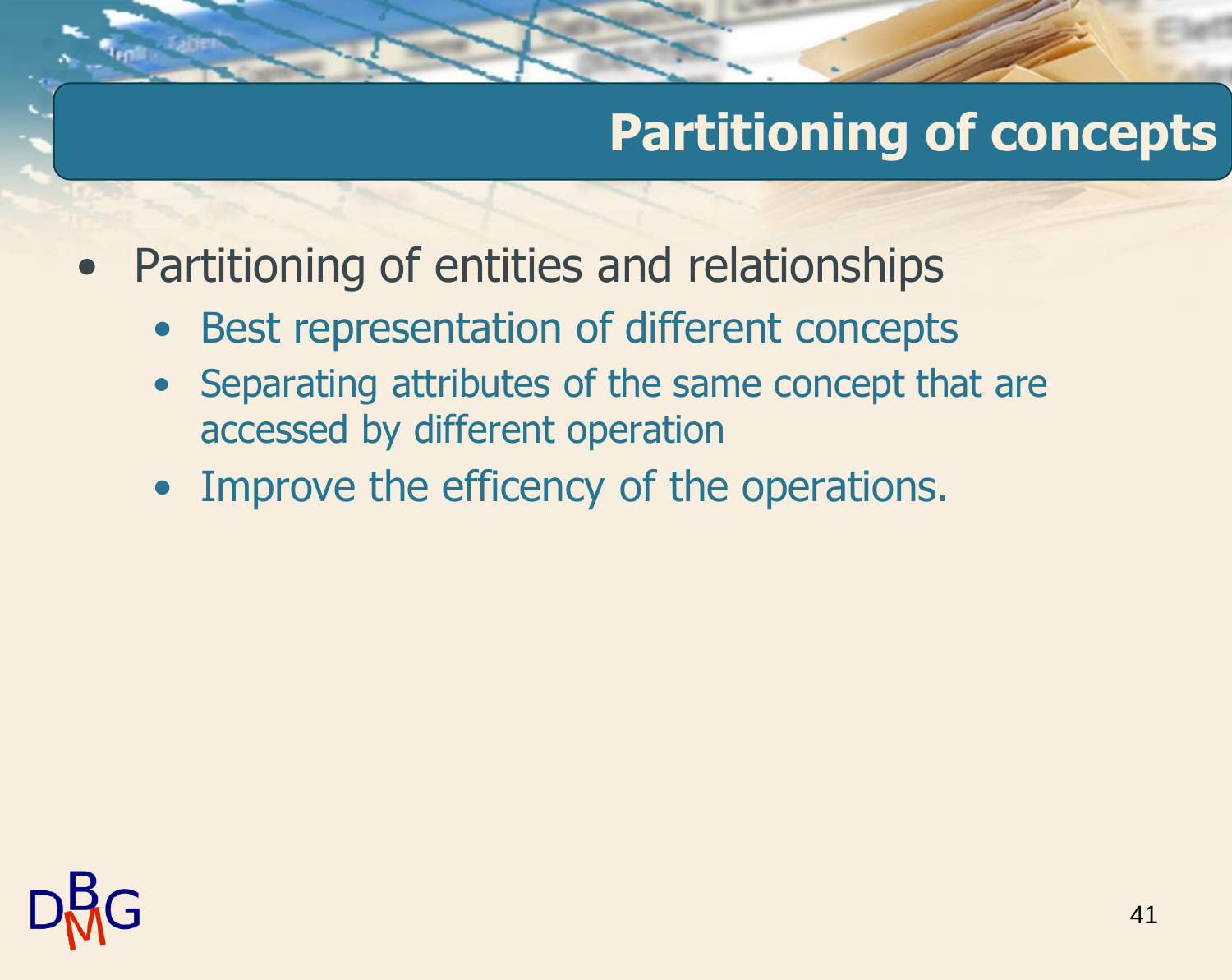# Partitioning of concepts

- Partitioning of entities and relationships
  - Best representation of different concepts
  - Separating attributes of the same concept that are accessed by different operation
  - Improve the efficency of the operations.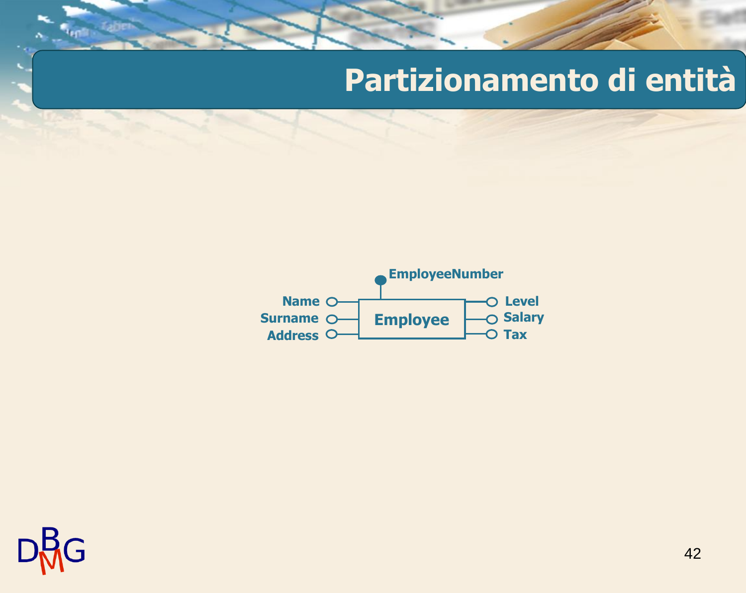# Partizionamento di entità

EmployeeNumber

Name
Surname
Address

Employee

Level
Salary
Tax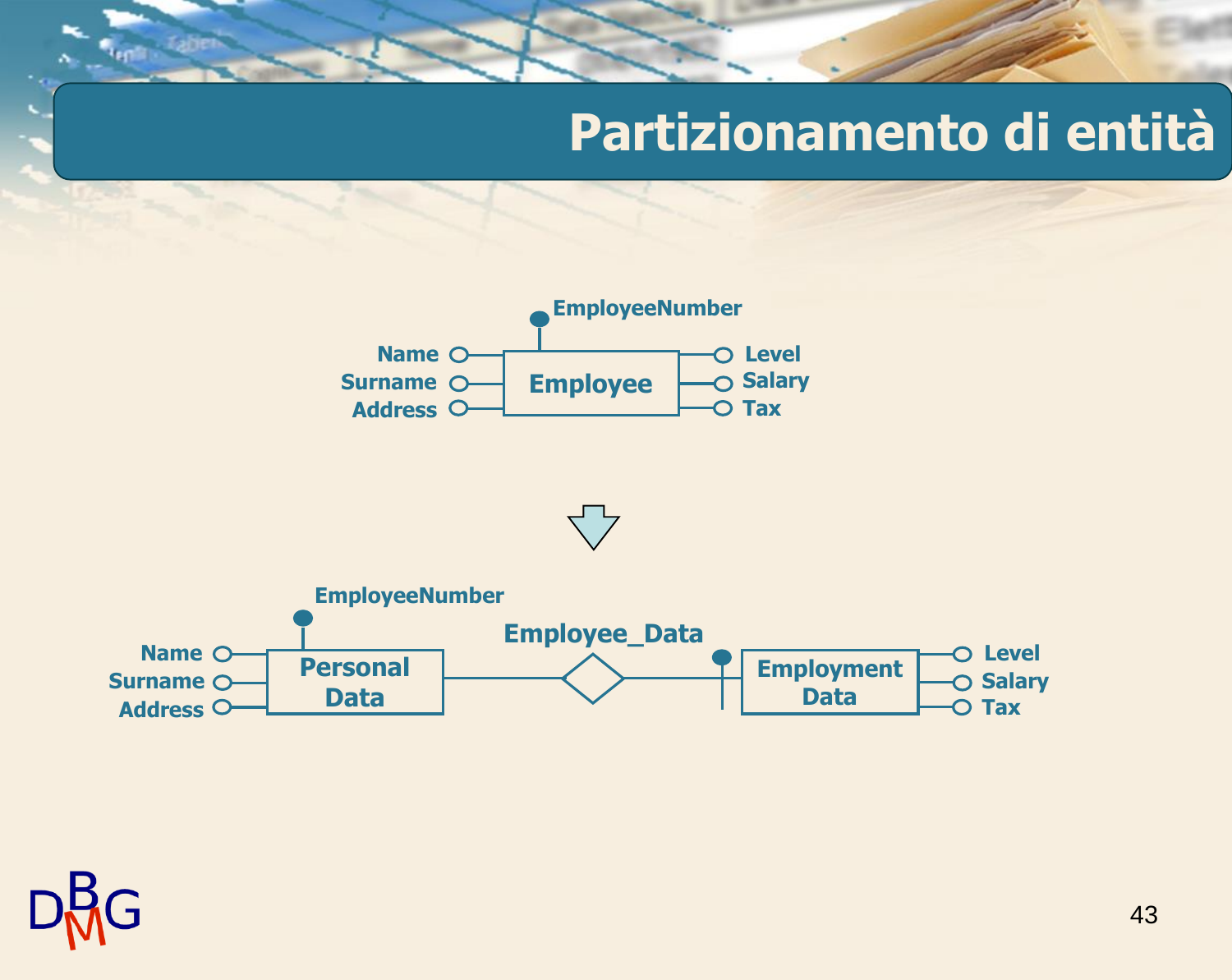# Partizionamento di entità

EmployeeNumber

Name
Surname
Address

Employee

Level
Salary
Tax

EmployeeNumber

Name
Surname
Address

Personal Data

Employee_Data

Employment Data

Level
Salary
Tax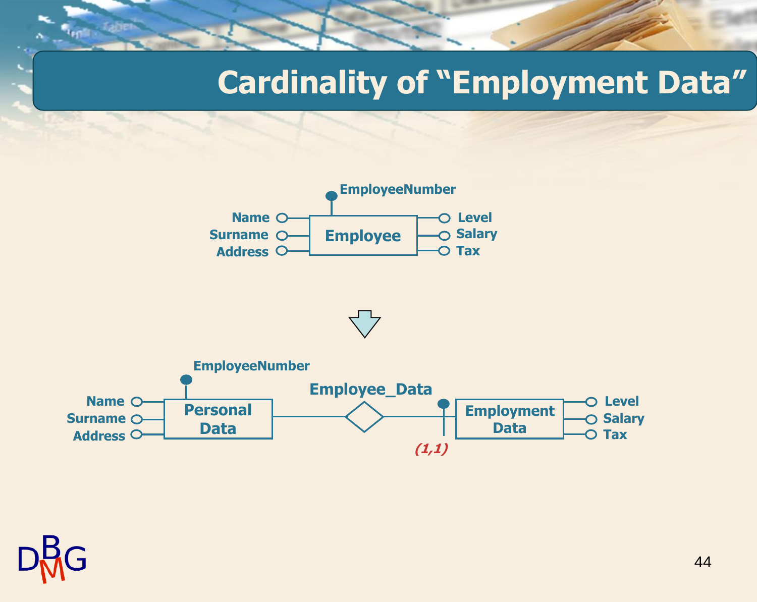# Cardinality of “Employment Data”

EmployeeNumber

Name, Surname, Address — **Employee** — Level, Salary, Tax

⇩

EmployeeNumber

Name, Surname, Address — **Personal Data** — Employee_Data — (1,1) **Employment Data** — Level, Salary, Tax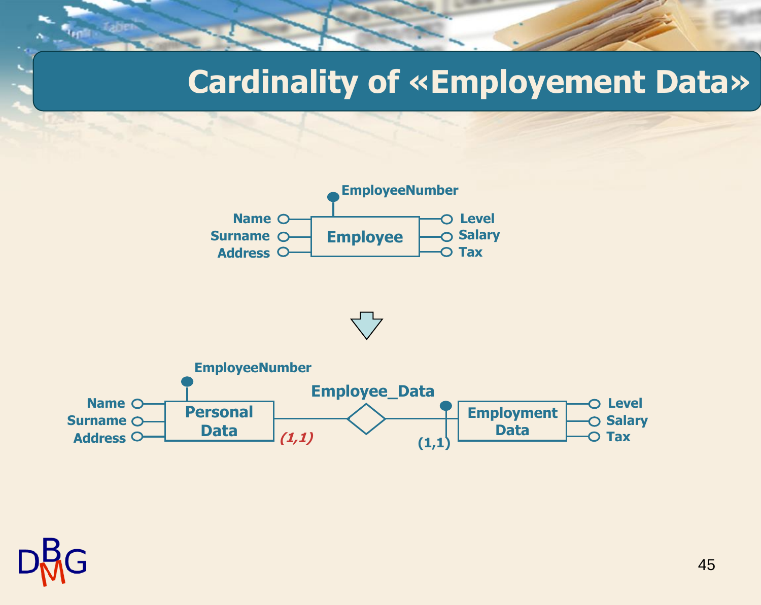# Cardinality of «Employement Data»

EmployeeNumber

Name
Surname
Address

Employee

Level
Salary
Tax

EmployeeNumber

Name
Surname
Address

Personal Data

*(1,1)*

Employee_Data

(1,1)

Employment Data

Level
Salary
Tax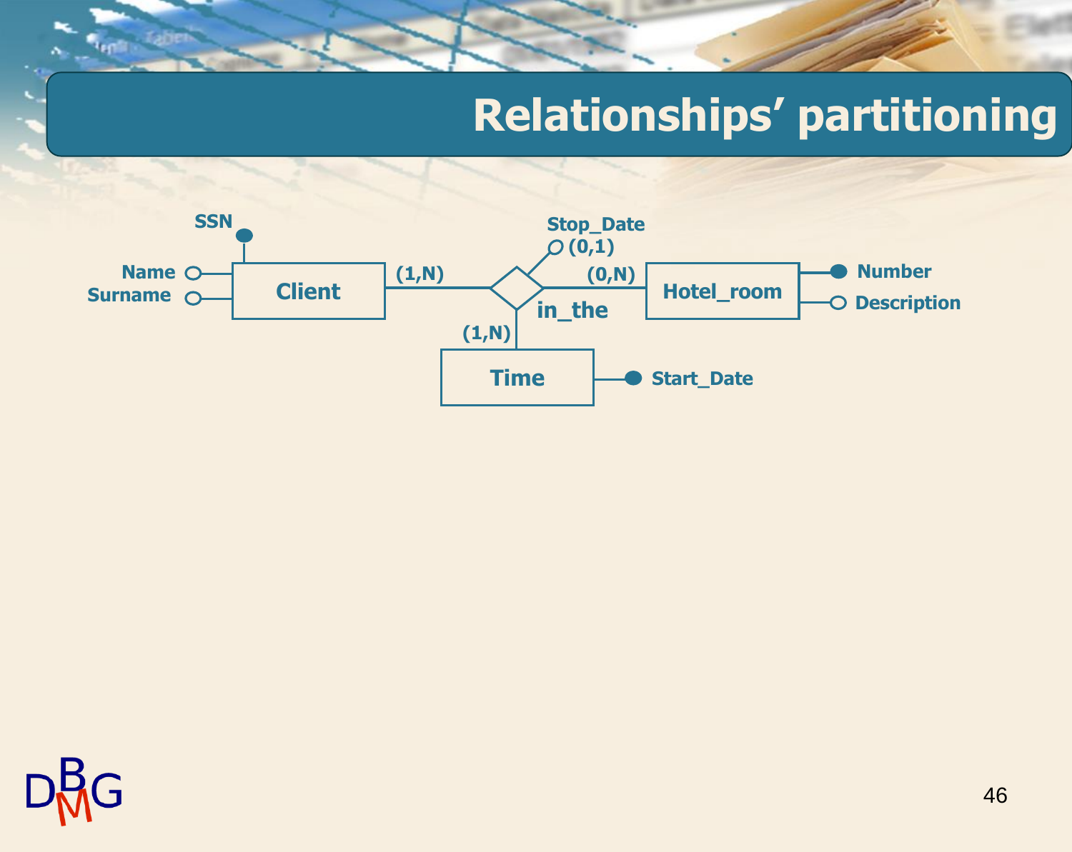# Relationships' partitioning

Client: SSN, Name, Surname

Client (1,N) — in_the — (0,N) Hotel_room

in_the — (1,N) Time

in_the: Stop_Date (0,1)

Hotel_room: Number, Description

Time: Start_Date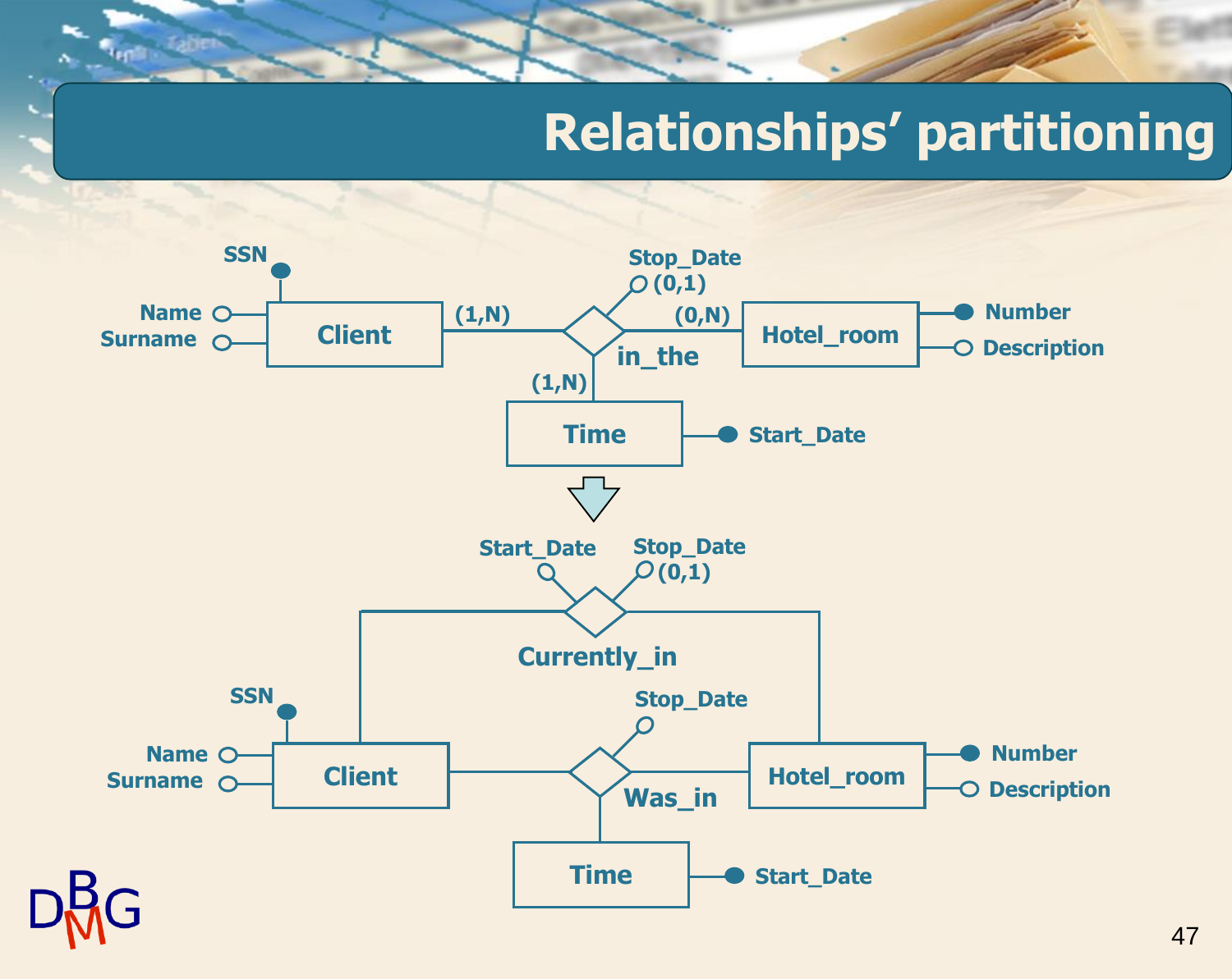# Relationships' partitioning

Client (SSN, Name, Surname) — (1,N) — in_the [Stop_Date (0,1)] — (0,N) — Hotel_room (Number, Description)

in_the — (1,N) — Time (Start_Date)

↓

Currently_in [Start_Date, Stop_Date (0,1)] between Client and Hotel_room

Client (SSN, Name, Surname) — Was_in [Stop_Date] — Hotel_room (Number, Description)

Was_in — Time (Start_Date)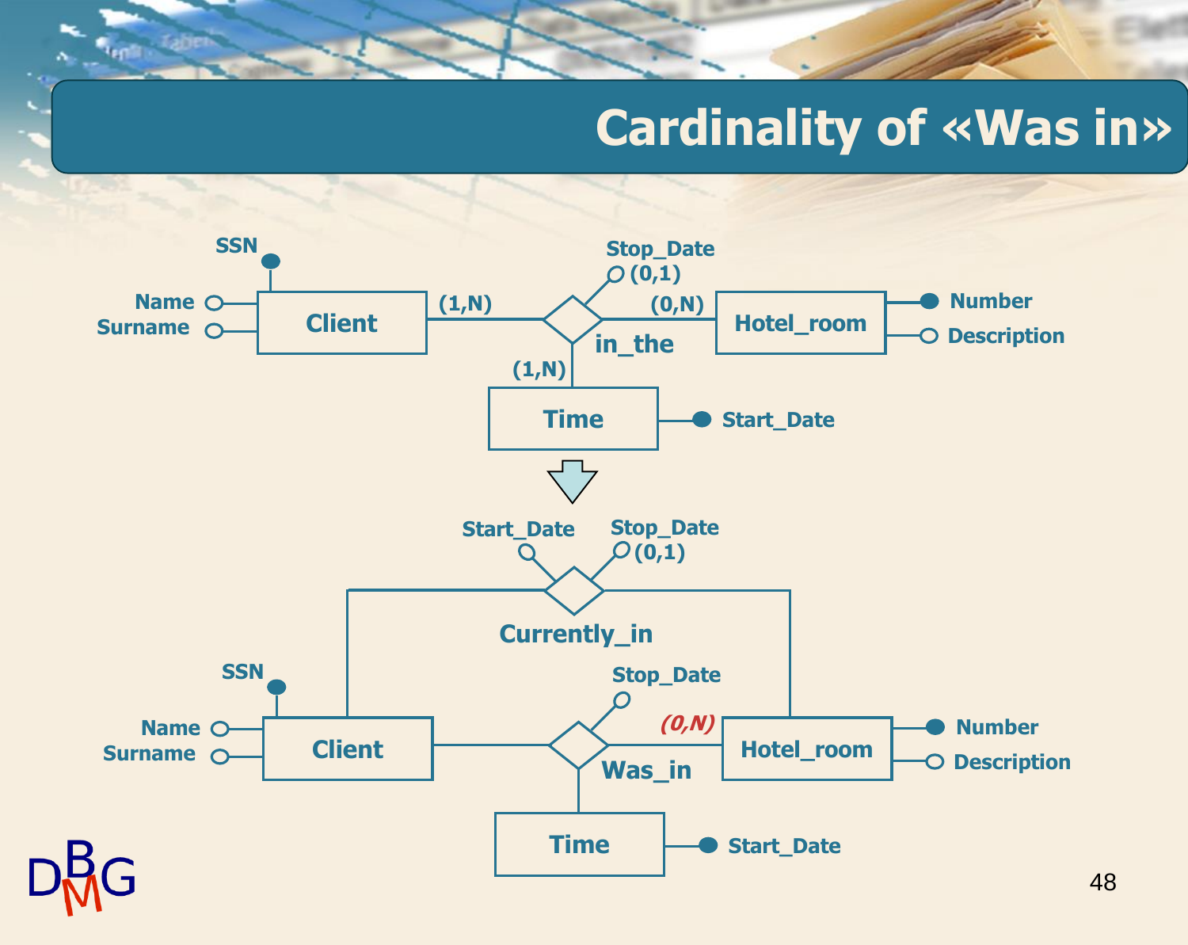# Cardinality of «Was in»

SSN

Name

Surname

Client

(1,N)

Stop_Date

(0,1)

(0,N)

in_the

Hotel_room

Number

Description

(1,N)

Time

Start_Date

Start_Date

Stop_Date

(0,1)

Currently_in

SSN

Name

Surname

Client

Stop_Date

*(0,N)*

Was_in

Hotel_room

Number

Description

Time

Start_Date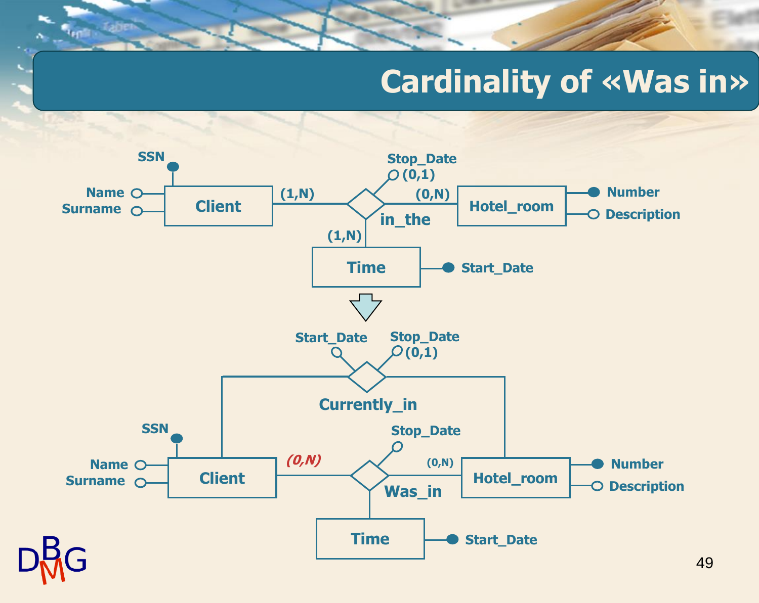# Cardinality of «Was in»

SSN

Name

Surname

Client

(1,N)

Stop_Date

(0,1)

(0,N)

Hotel_room

Number

Description

in_the

(1,N)

Time

Start_Date

Start_Date

Stop_Date

(0,1)

Currently_in

SSN

Name

Surname

Client

*(0,N)*

Stop_Date

(0,N)

Hotel_room

Number

Description

Was_in

Time

Start_Date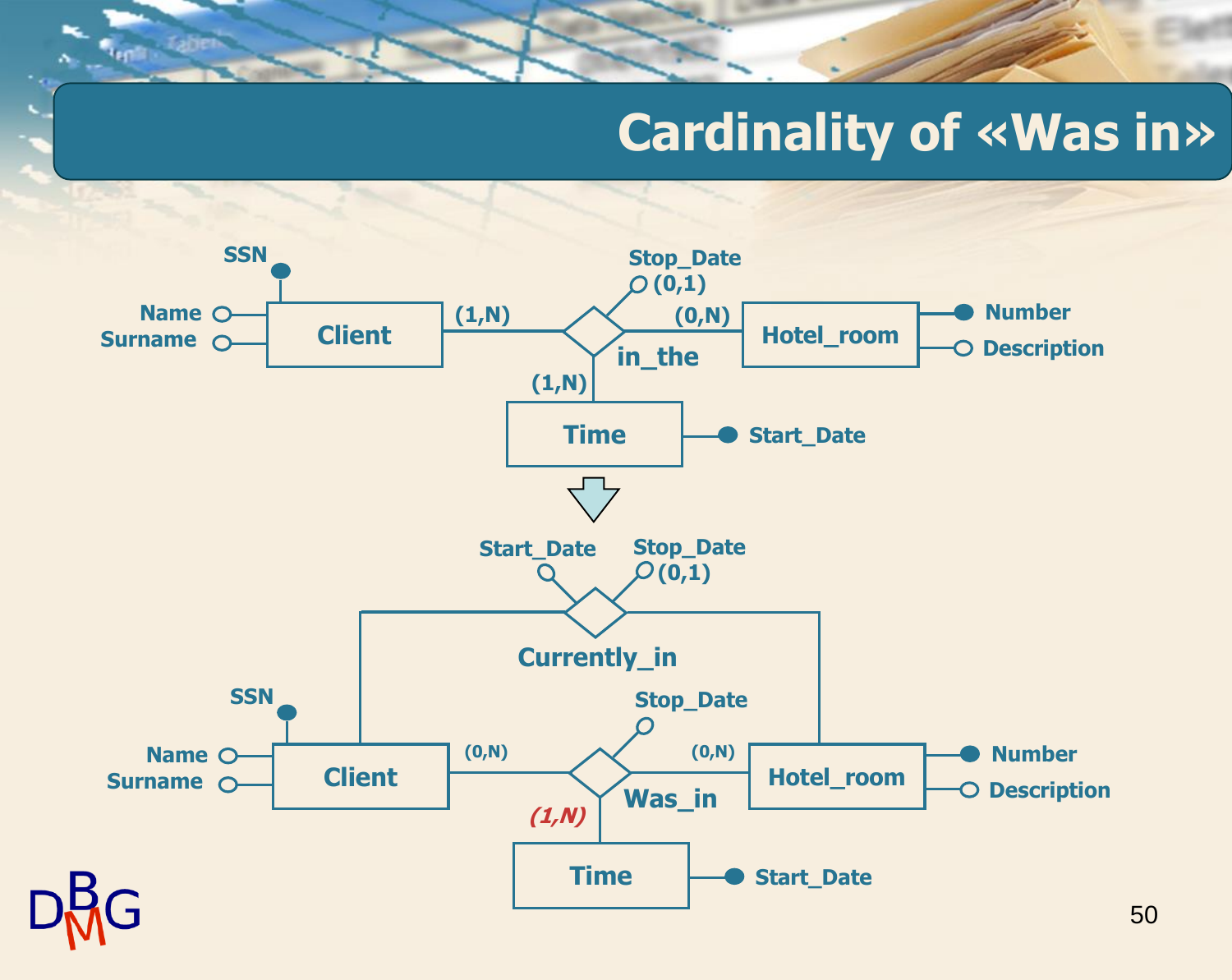# Cardinality of «Was in»

SSN

Name

Surname

Client

(1,N)

Stop_Date

(0,1)

(0,N)

Hotel_room

Number

Description

in_the

(1,N)

Time

Start_Date

Start_Date

Stop_Date

(0,1)

Currently_in

SSN

Name

Surname

Client

(0,N)

Stop_Date

(0,N)

Hotel_room

Number

Description

Was_in

*(1,N)*

Time

Start_Date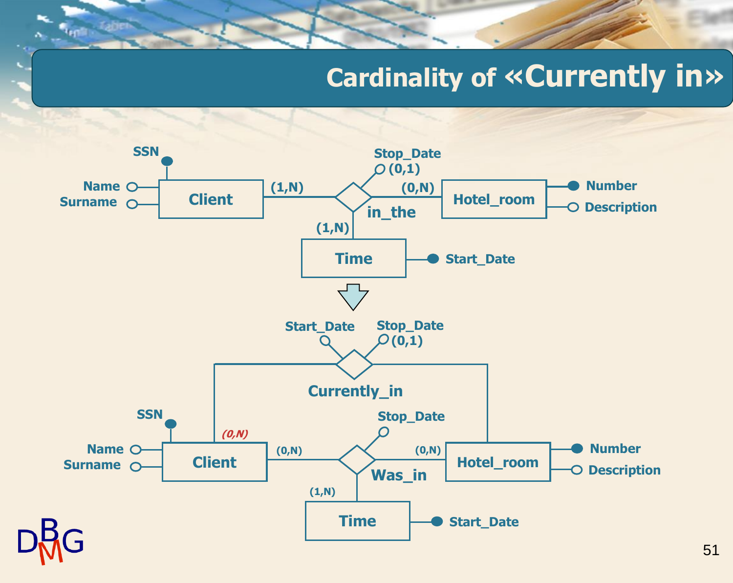# Cardinality of «Currently in»

SSN

Name

Surname

Client

(1,N)

Stop_Date

(0,1)

(0,N)

in_the

Hotel_room

Number

Description

(1,N)

Time

Start_Date

Start_Date

Stop_Date

(0,1)

Currently_in

SSN

*(0,N)*

Stop_Date

Name

Surname

Client

(0,N)

(0,N)

Was_in

Hotel_room

Number

Description

(1,N)

Time

Start_Date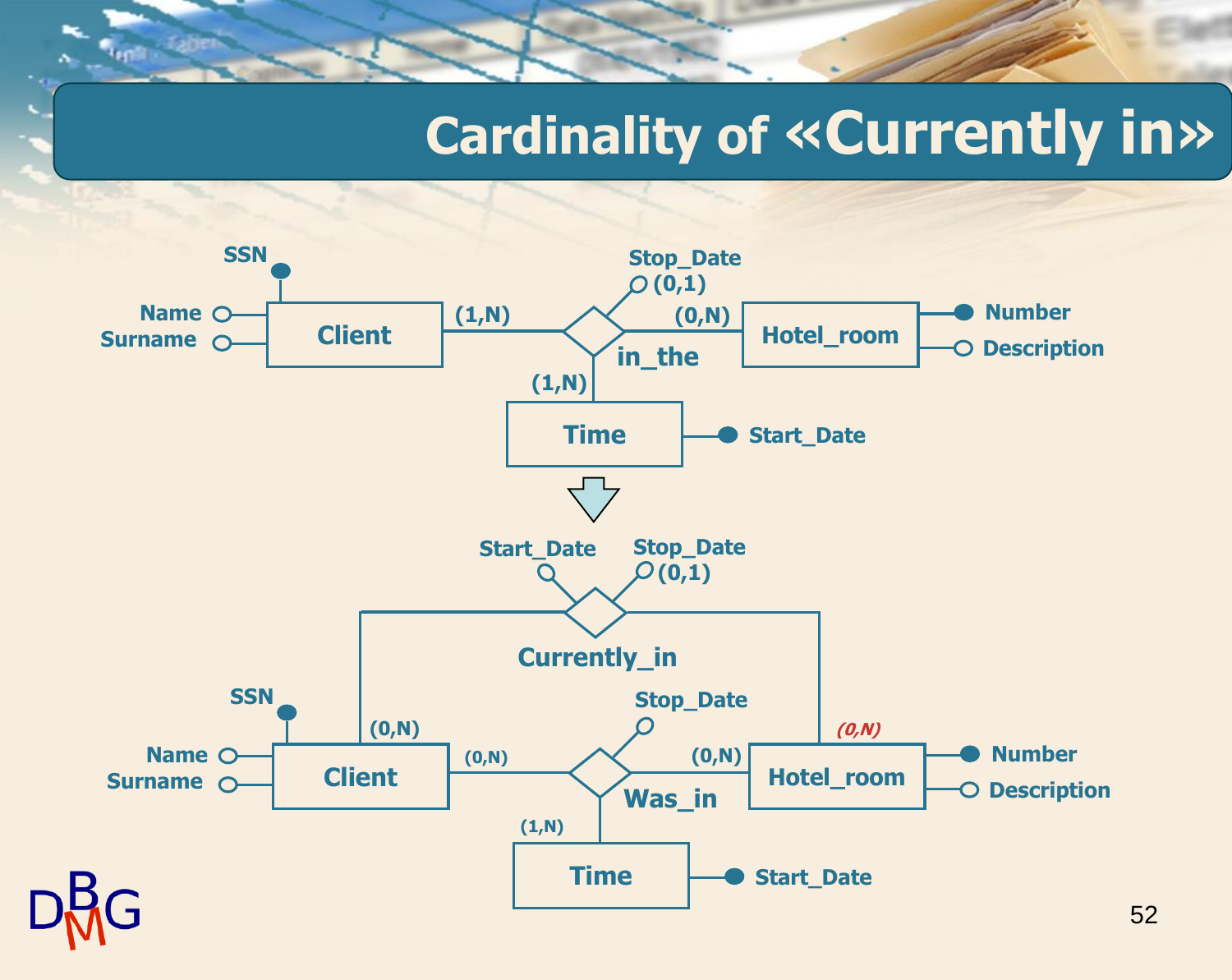# Cardinality of «Currently in»

SSN

Name

Surname

Client

(1,N)

Stop_Date

(0,1)

(0,N)

Hotel_room

Number

Description

in_the

(1,N)

Time

Start_Date

Start_Date

Stop_Date

(0,1)

Currently_in

SSN

(0,N)

Stop_Date

*(0,N)*

Name

Surname

Client

(0,N)

(0,N)

Hotel_room

Number

Description

Was_in

(1,N)

Time

Start_Date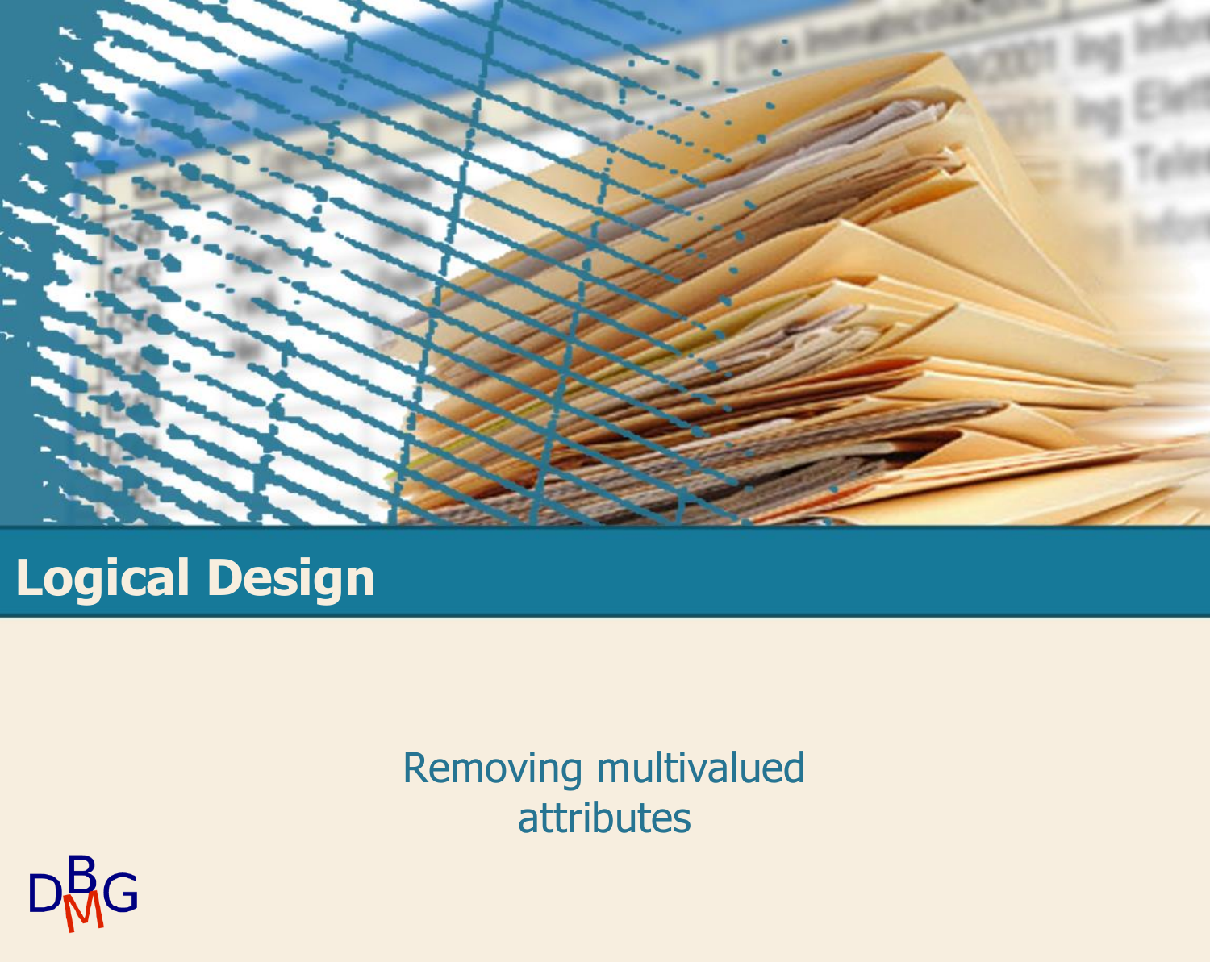# Logical Design

Removing multivalued attributes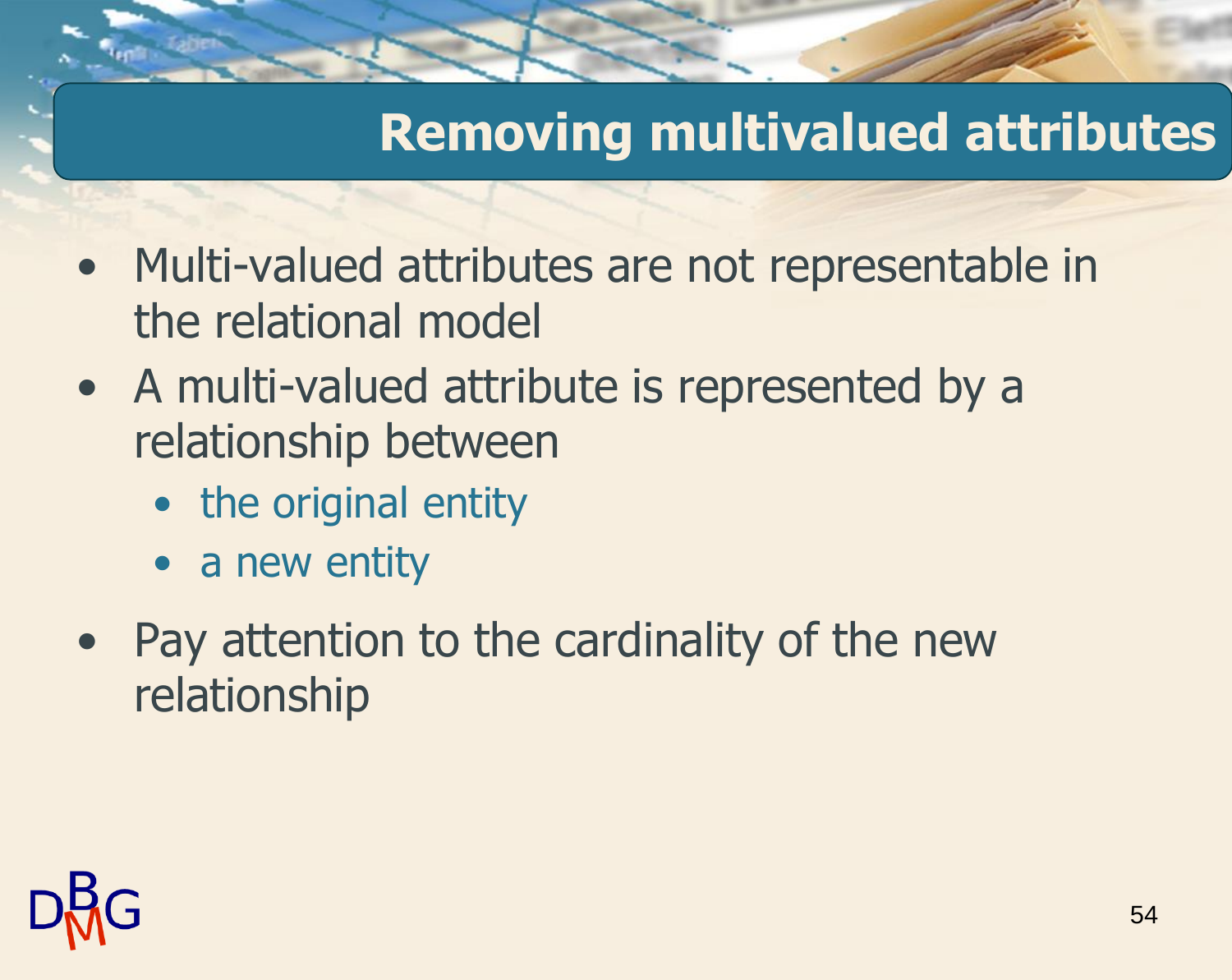# Removing multivalued attributes

- Multi-valued attributes are not representable in the relational model
- A multi-valued attribute is represented by a relationship between
  - the original entity
  - a new entity
- Pay attention to the cardinality of the new relationship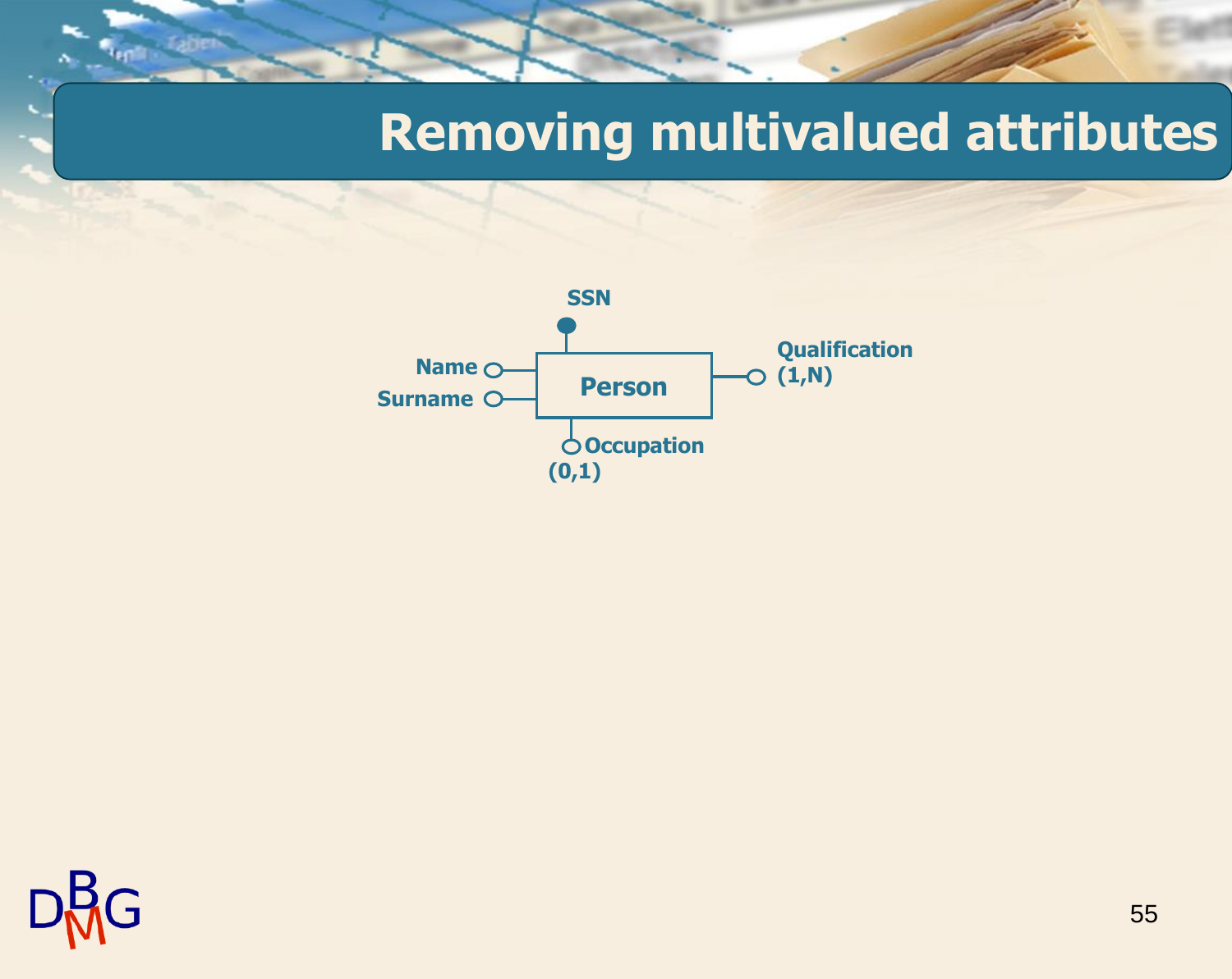# Removing multivalued attributes

**Person**

- SSN (identifier)
- Name
- Surname
- Qualification (1,N)
- Occupation (0,1)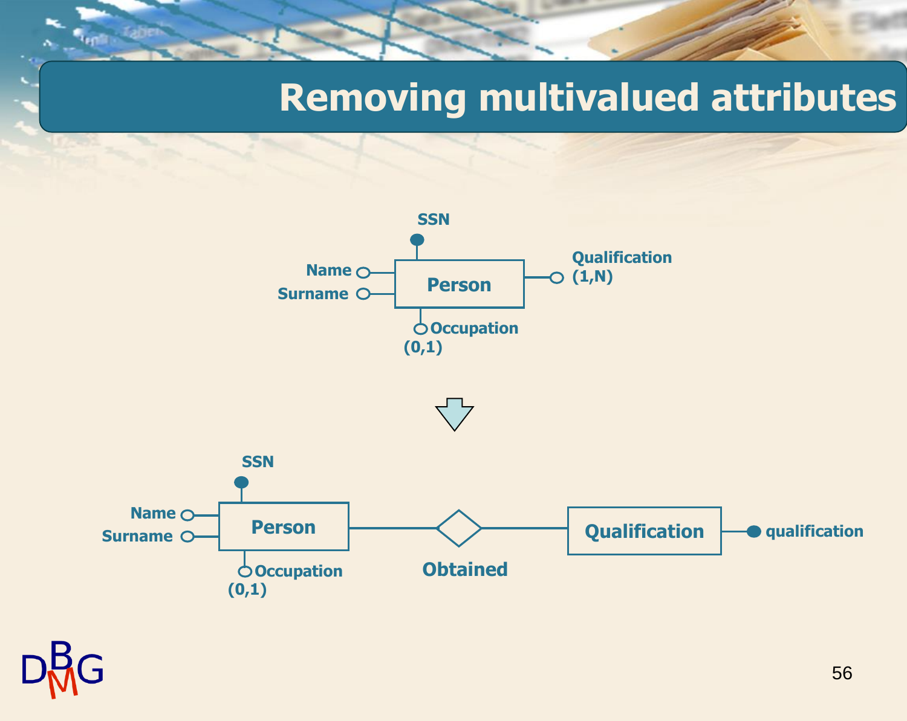# Removing multivalued attributes

SSN

Name

Surname

Person

Qualification (1,N)

Occupation (0,1)

SSN

Name

Surname

Person

Occupation (0,1)

Obtained

Qualification

qualification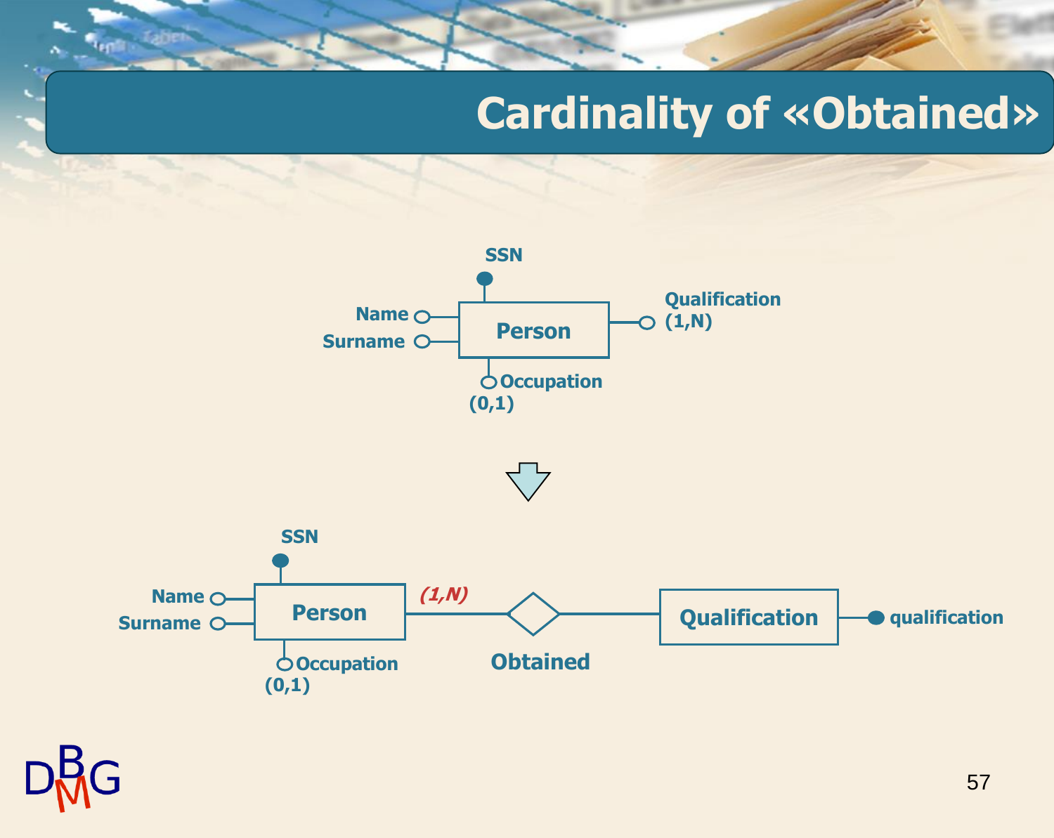# Cardinality of «Obtained»

SSN

Name

Surname

Person

Qualification (1,N)

Occupation (0,1)

SSN

Name

Surname

Person

*(1,N)*

Obtained

Qualification

qualification

Occupation (0,1)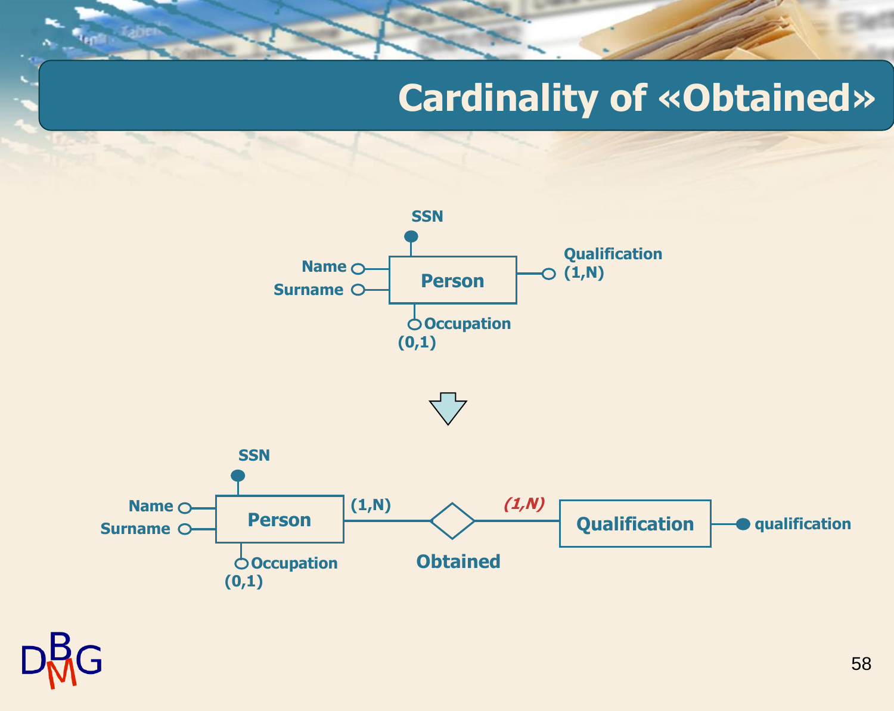# Cardinality of «Obtained»

SSN

Name

Surname

Person

Qualification (1,N)

Occupation (0,1)

SSN

Name

Surname

Person

(1,N)

Obtained

*(1,N)*

Qualification

qualification

Occupation (0,1)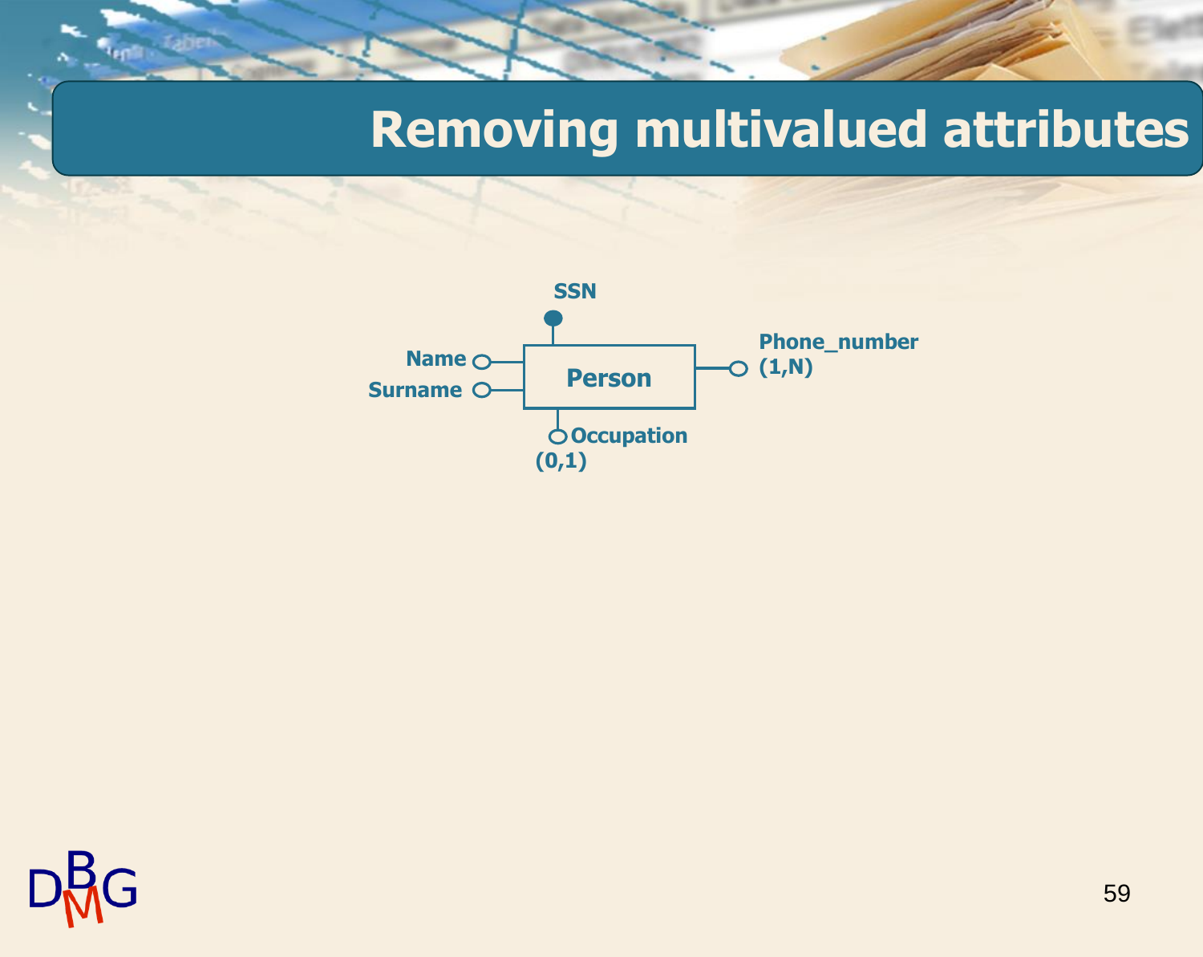# Removing multivalued attributes

SSN

Name

Surname

Person

Phone_number (1,N)

Occupation (0,1)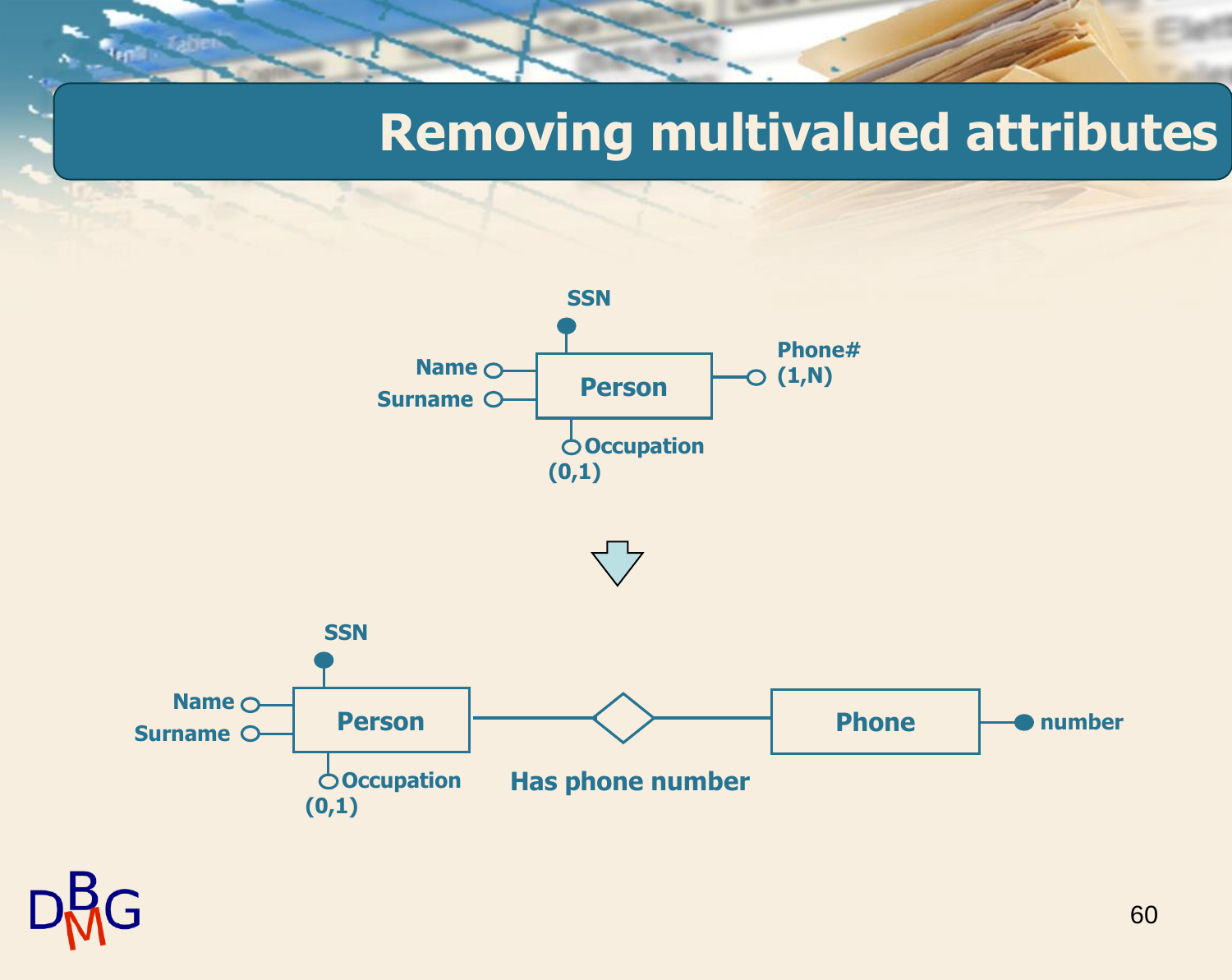# Removing multivalued attributes

SSN

Name

Surname

Person

Phone# (1,N)

Occupation (0,1)

SSN

Name

Surname

Person

Occupation (0,1)

Has phone number

Phone

number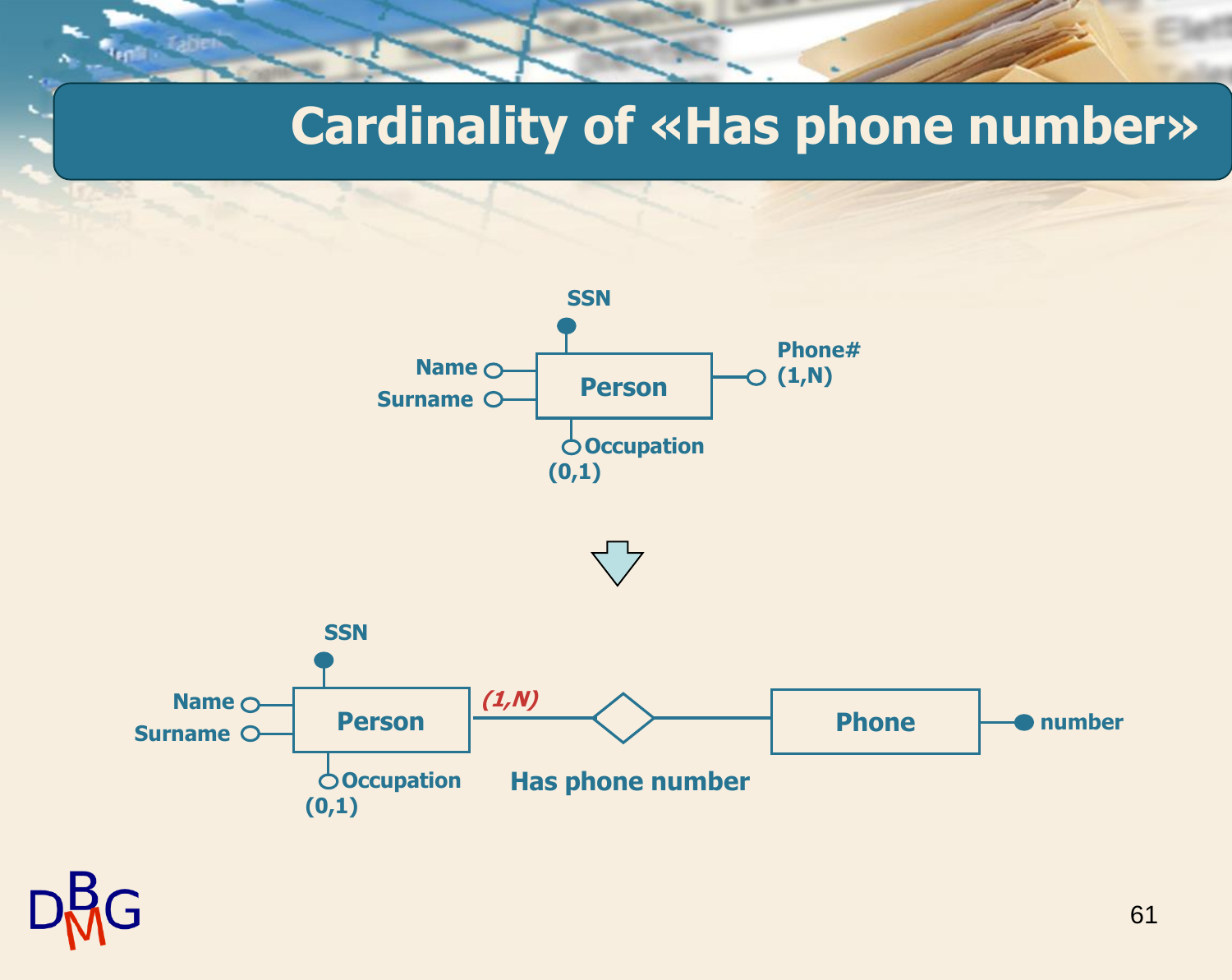# Cardinality of «Has phone number»

SSN

Name

Surname

Person

Phone#
(1,N)

Occupation
(0,1)

SSN

Name

Surname

Person

*(1,N)*

Has phone number

Phone

number

Occupation
(0,1)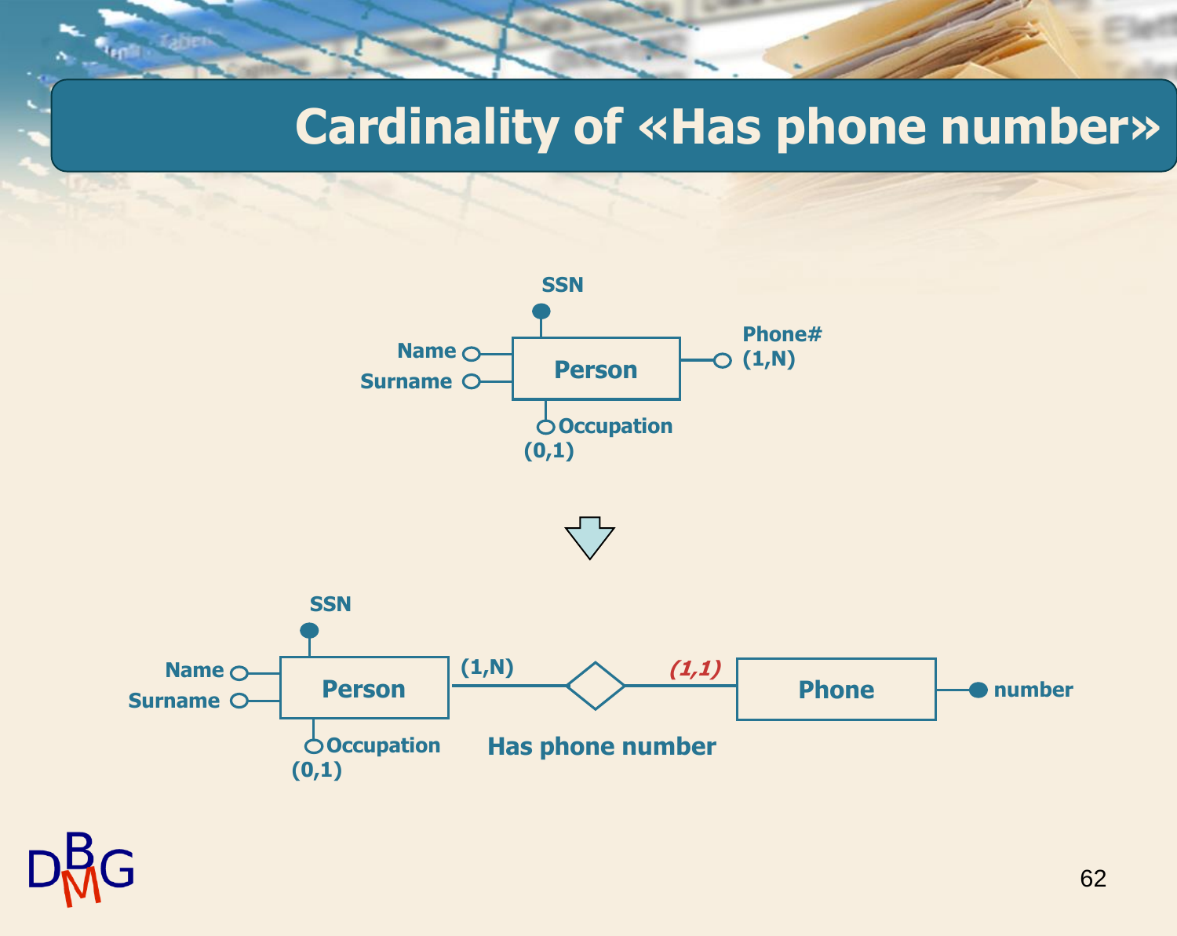# Cardinality of «Has phone number»

SSN

Name

Surname

Person

Phone# (1,N)

Occupation (0,1)

SSN

Name

Surname

Person

(1,N)

*(1,1)*

Phone

number

Occupation (0,1)

Has phone number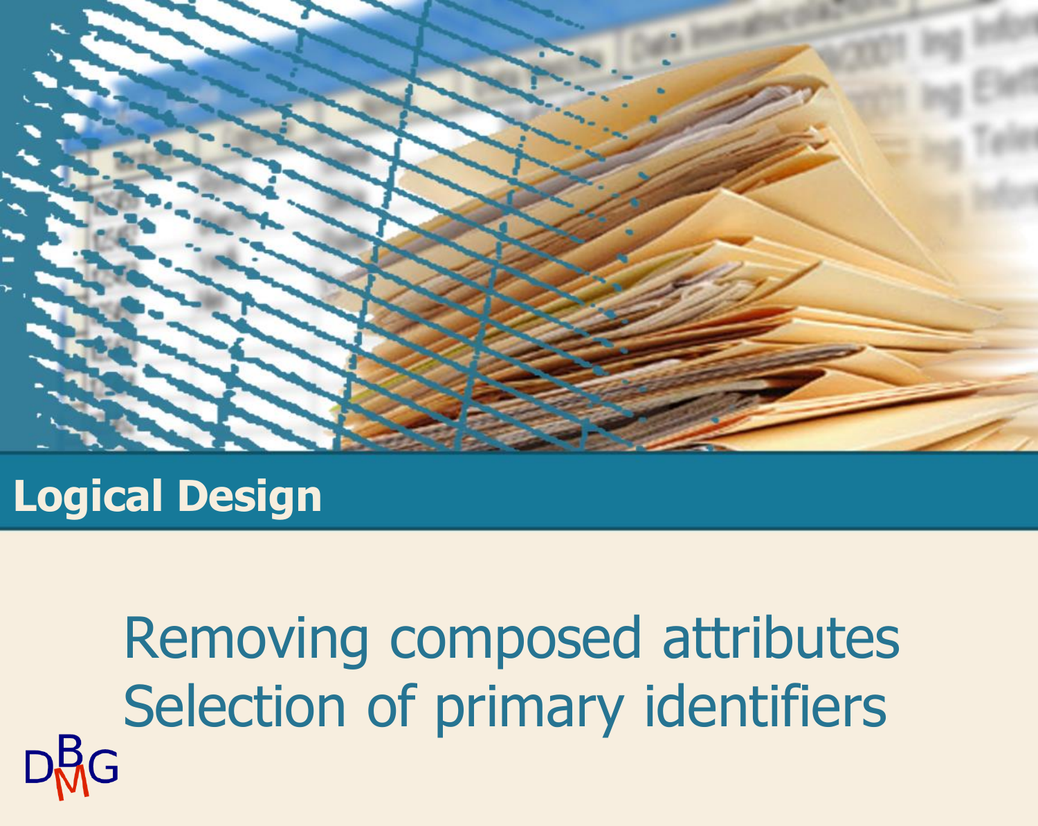# Logical Design

## Removing composed attributes
## Selection of primary identifiers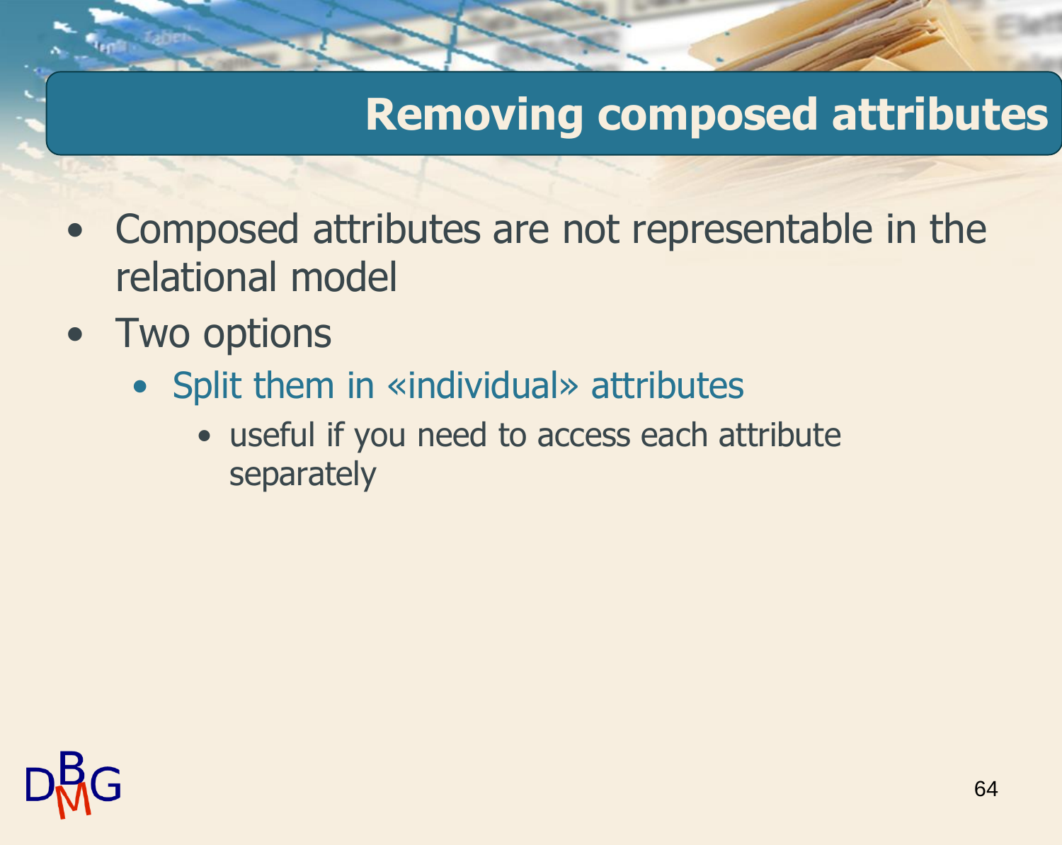# Removing composed attributes

- Composed attributes are not representable in the relational model
- Two options
  - Split them in «individual» attributes
    - useful if you need to access each attribute separately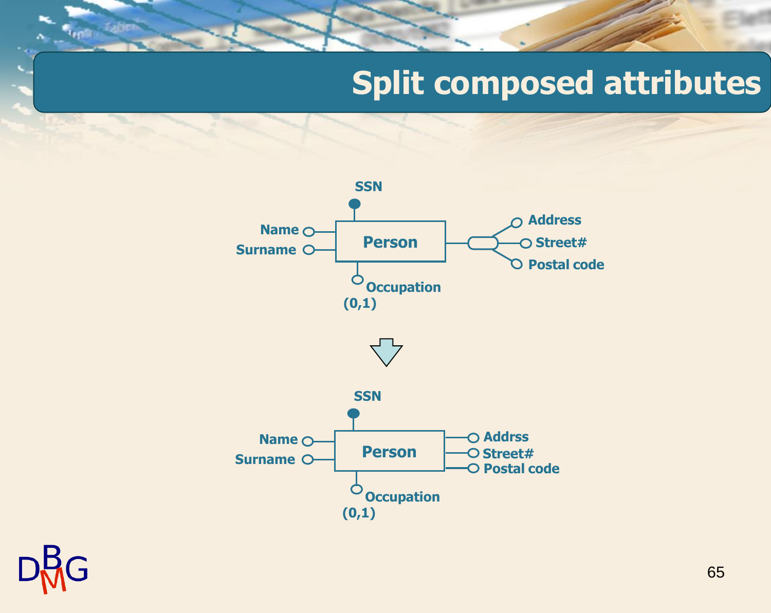# Split composed attributes

SSN

Name

Surname

Person

Address

Street#

Postal code

Occupation

(0,1)

SSN

Name

Surname

Person

Addrss

Street#

Postal code

Occupation

(0,1)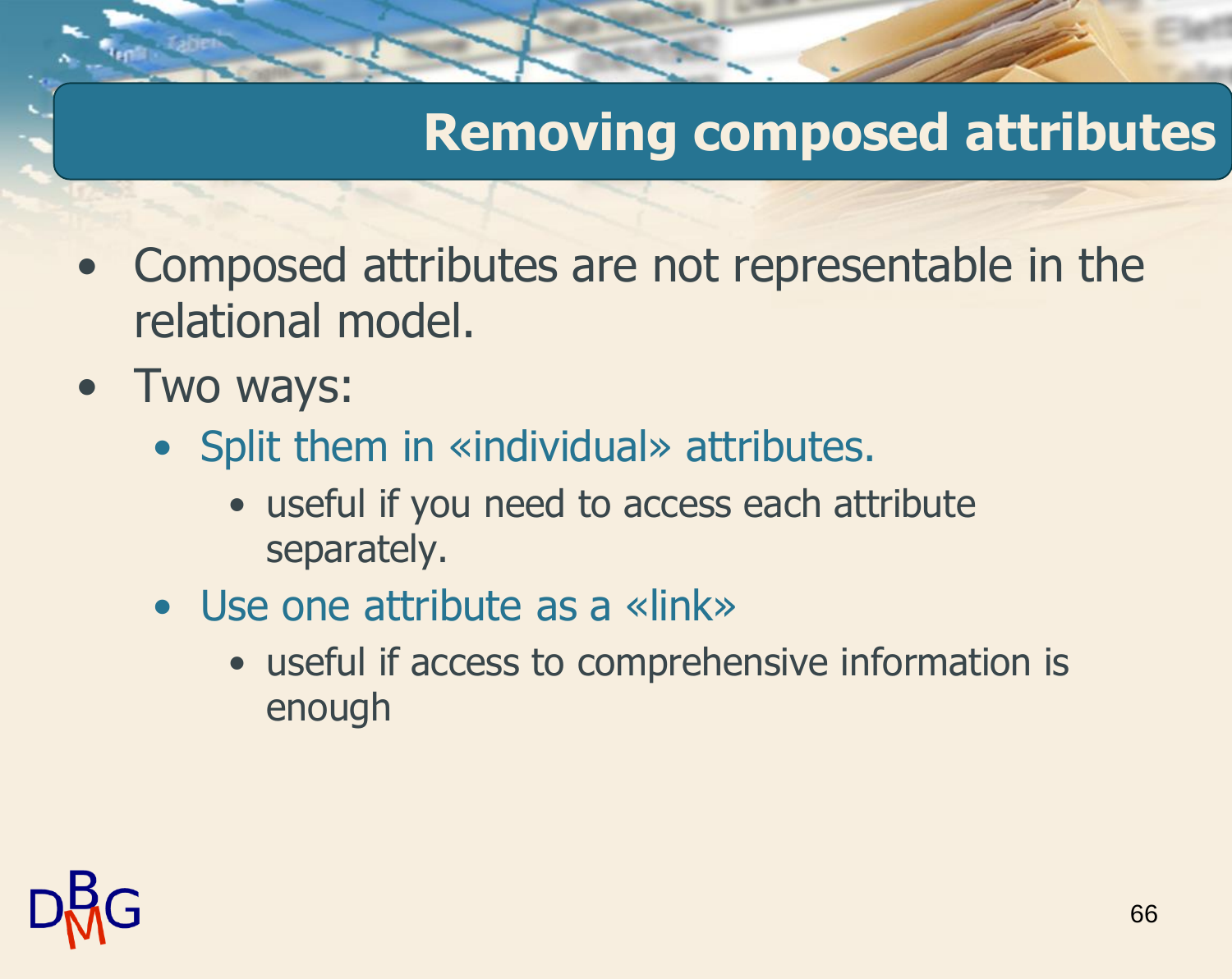# Removing composed attributes

- Composed attributes are not representable in the relational model.
- Two ways:
  - Split them in «individual» attributes.
    - useful if you need to access each attribute separately.
  - Use one attribute as a «link»
    - useful if access to comprehensive information is enough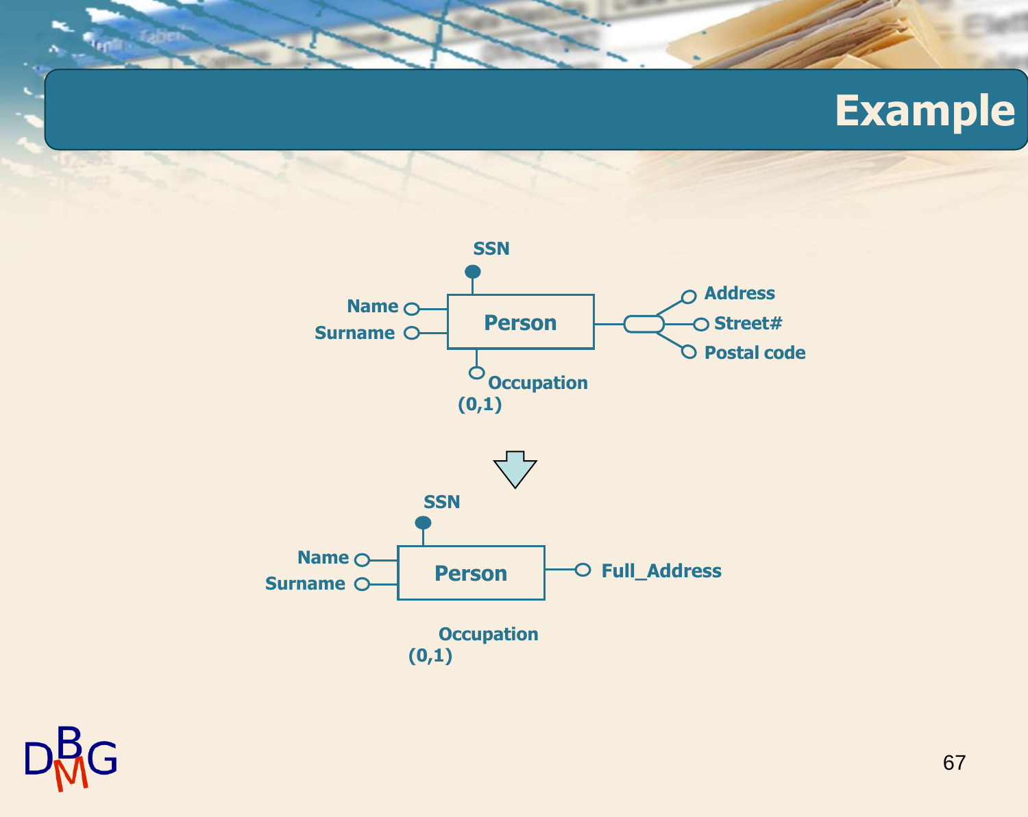# Example

SSN

Name

Surname

Person

Address

Street#

Postal code

Occupation
(0,1)

SSN

Name

Surname

Person

Full_Address

Occupation
(0,1)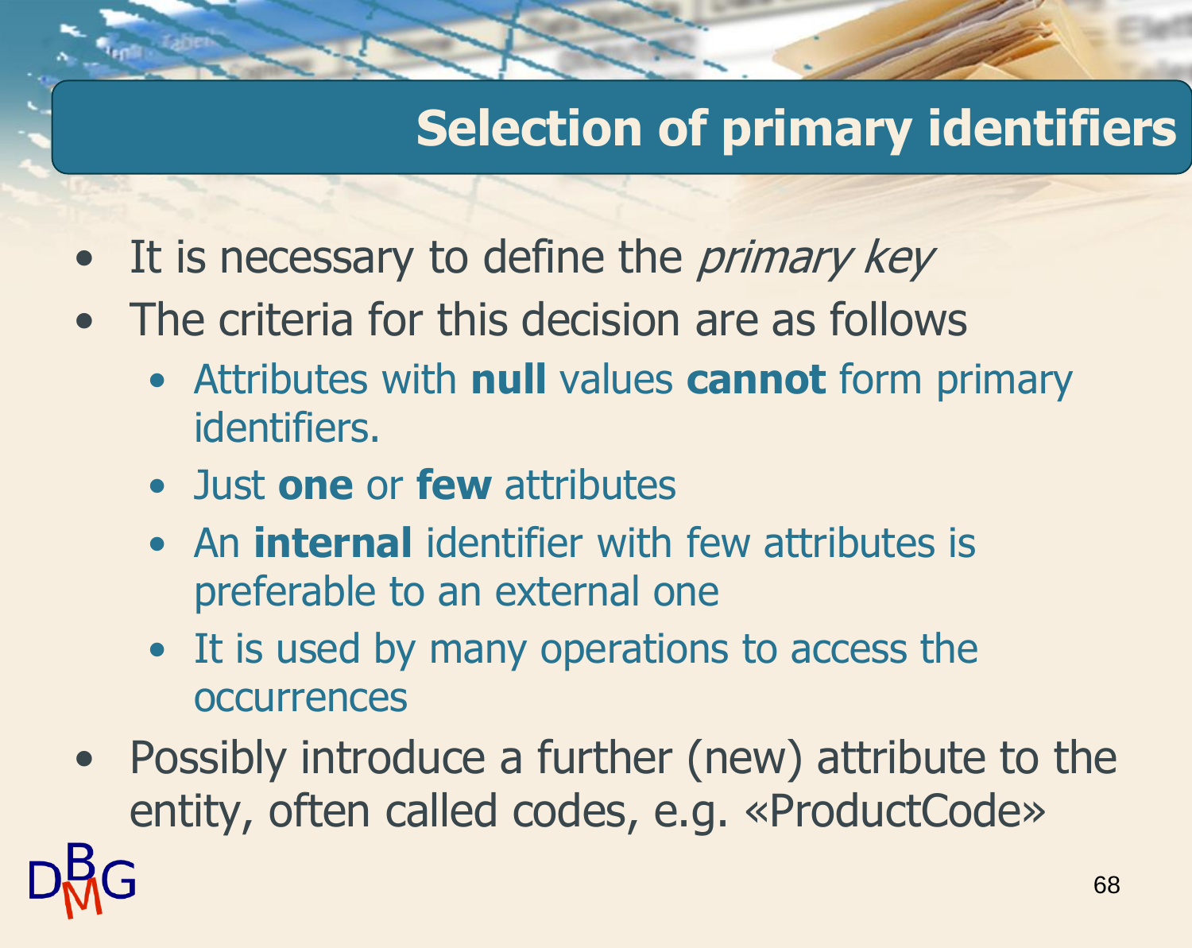# Selection of primary identifiers

- It is necessary to define the *primary key*
- The criteria for this decision are as follows
  - Attributes with **null** values **cannot** form primary identifiers.
  - Just **one** or **few** attributes
  - An **internal** identifier with few attributes is preferable to an external one
  - It is used by many operations to access the occurrences
- Possibly introduce a further (new) attribute to the entity, often called codes, e.g. «ProductCode»